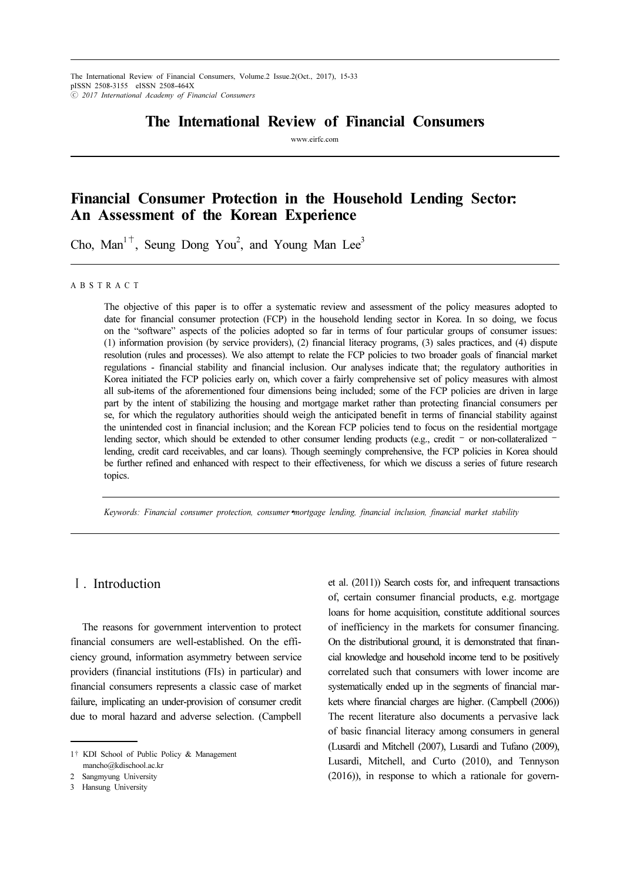# Financial Consumer Protection in the Household Lending Sector: An Assessment of the Korean Experience

Cho, Man[1†], Seung Dong You[2], and Young Man Lee[3]

## ABSTRACT

The objective of this paper is to offer a systematic review and assessment of the policy measures adopted to date for financial consumer protection (FCP) in the household lending sector in Korea. In so doing, we focus on the "software" aspects of the policies adopted so far in terms of four particular groups of consumer issues: (1) information provision (by service providers), (2) financial literacy programs, (3) sales practices, and (4) dispute resolution (rules and processes). We also attempt to relate the FCP policies to two broader goals of financial market regulations - financial stability and financial inclusion. Our analyses indicate that; the regulatory authorities in Korea initiated the FCP policies early on, which cover a fairly comprehensive set of policy measures with almost all sub-items of the aforementioned four dimensions being included; some of the FCP policies are driven in large part by the intent of stabilizing the housing and mortgage market rather than protecting financial consumers per se, for which the regulatory authorities should weigh the anticipated benefit in terms of financial stability against the unintended cost in financial inclusion; and the Korean FCP policies tend to focus on the residential mortgage lending sector, which should be extended to other consumer lending products (e.g., credit – or non-collateralized – lending, credit card receivables, and car loans). Though seemingly comprehensive, the FCP policies in Korea should be further refined and enhanced with respect to their effectiveness, for which we discuss a series of future research topics.

*Keywords: Financial consumer protection, consumer•mortgage lending, financial inclusion, financial market stability*

## Ⅰ. Introduction

The reasons for government intervention to protect financial consumers are well-established. On the efficiency ground, information asymmetry between service providers (financial institutions (FIs) in particular) and financial consumers represents a classic case of market failure, implicating an under-provision of consumer credit due to moral hazard and adverse selection. (Campbell et al. (2011)) Search costs for, and infrequent transactions of, certain consumer financial products, e.g. mortgage loans for home acquisition, constitute additional sources of inefficiency in the markets for consumer financing. On the distributional ground, it is demonstrated that financial knowledge and household income tend to be positively correlated such that consumers with lower income are systematically ended up in the segments of financial markets where financial charges are higher. (Campbell (2006)) The recent literature also documents a pervasive lack of basic financial literacy among consumers in general (Lusardi and Mitchell (2007), Lusardi and Tufano (2009), Lusardi, Mitchell, and Curto (2010), and Tennyson (2016)), in response to which a rationale for govern-

---

1† KDI School of Public Policy & Management mancho@kdischool.ac.kr

2 Sangmyung University

3 Hansung University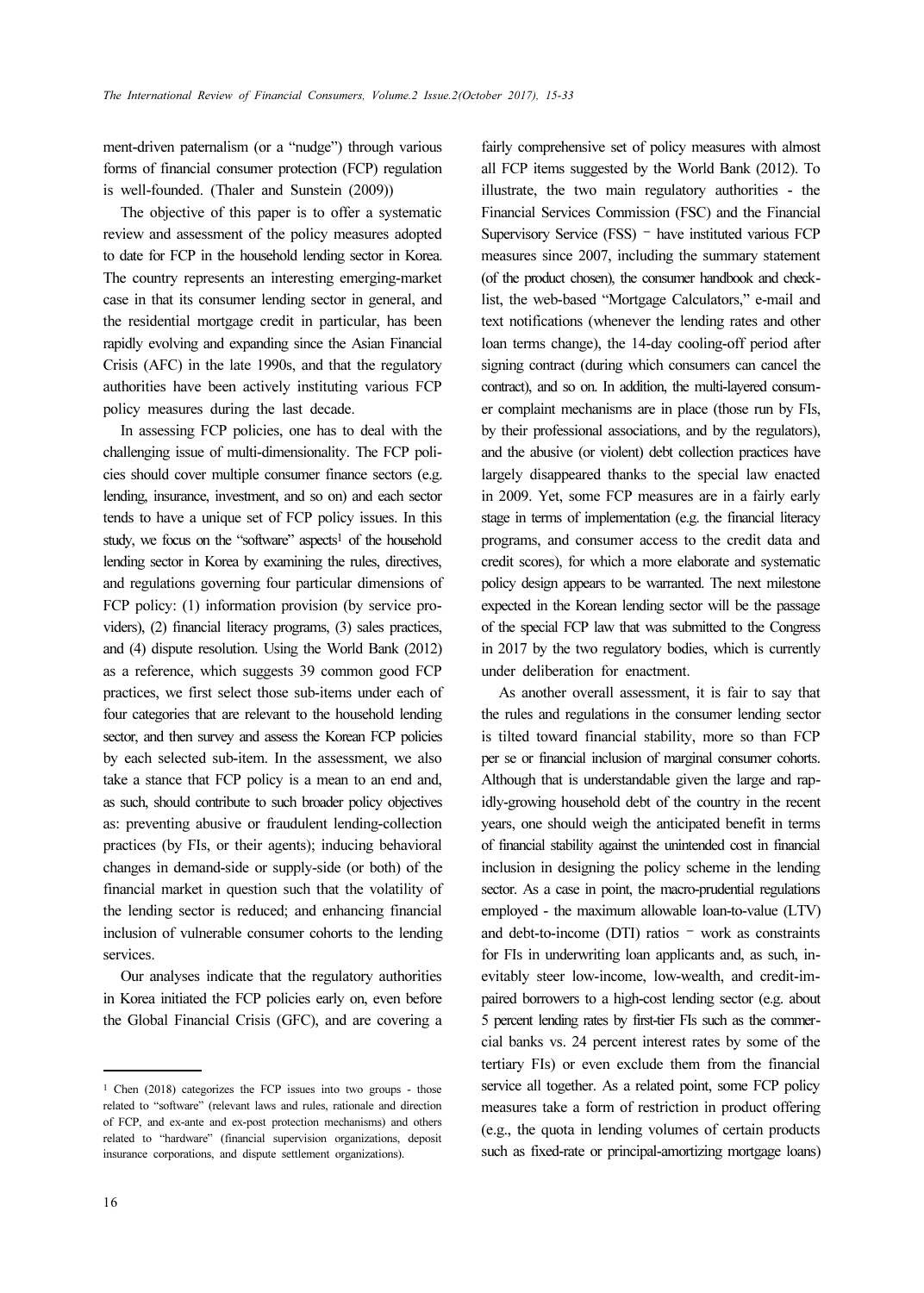ment-driven paternalism (or a "nudge") through various forms of financial consumer protection (FCP) regulation is well-founded. (Thaler and Sunstein (2009))

The objective of this paper is to offer a systematic review and assessment of the policy measures adopted to date for FCP in the household lending sector in Korea. The country represents an interesting emerging-market case in that its consumer lending sector in general, and the residential mortgage credit in particular, has been rapidly evolving and expanding since the Asian Financial Crisis (AFC) in the late 1990s, and that the regulatory authorities have been actively instituting various FCP policy measures during the last decade.

In assessing FCP policies, one has to deal with the challenging issue of multi-dimensionality. The FCP policies should cover multiple consumer finance sectors (e.g. lending, insurance, investment, and so on) and each sector tends to have a unique set of FCP policy issues. In this study, we focus on the "software" aspects[1] of the household lending sector in Korea by examining the rules, directives, and regulations governing four particular dimensions of FCP policy: (1) information provision (by service providers), (2) financial literacy programs, (3) sales practices, and (4) dispute resolution. Using the World Bank (2012) as a reference, which suggests 39 common good FCP practices, we first select those sub-items under each of four categories that are relevant to the household lending sector, and then survey and assess the Korean FCP policies by each selected sub-item. In the assessment, we also take a stance that FCP policy is a mean to an end and, as such, should contribute to such broader policy objectives as: preventing abusive or fraudulent lending-collection practices (by FIs, or their agents); inducing behavioral changes in demand-side or supply-side (or both) of the financial market in question such that the volatility of the lending sector is reduced; and enhancing financial inclusion of vulnerable consumer cohorts to the lending services.

Our analyses indicate that the regulatory authorities in Korea initiated the FCP policies early on, even before the Global Financial Crisis (GFC), and are covering a fairly comprehensive set of policy measures with almost all FCP items suggested by the World Bank (2012). To illustrate, the two main regulatory authorities - the Financial Services Commission (FSC) and the Financial Supervisory Service (FSS) – have instituted various FCP measures since 2007, including the summary statement (of the product chosen), the consumer handbook and checklist, the web-based "Mortgage Calculators," e-mail and text notifications (whenever the lending rates and other loan terms change), the 14-day cooling-off period after signing contract (during which consumers can cancel the contract), and so on. In addition, the multi-layered consumer complaint mechanisms are in place (those run by FIs, by their professional associations, and by the regulators), and the abusive (or violent) debt collection practices have largely disappeared thanks to the special law enacted in 2009. Yet, some FCP measures are in a fairly early stage in terms of implementation (e.g. the financial literacy programs, and consumer access to the credit data and credit scores), for which a more elaborate and systematic policy design appears to be warranted. The next milestone expected in the Korean lending sector will be the passage of the special FCP law that was submitted to the Congress in 2017 by the two regulatory bodies, which is currently under deliberation for enactment.

As another overall assessment, it is fair to say that the rules and regulations in the consumer lending sector is tilted toward financial stability, more so than FCP per se or financial inclusion of marginal consumer cohorts. Although that is understandable given the large and rapidly-growing household debt of the country in the recent years, one should weigh the anticipated benefit in terms of financial stability against the unintended cost in financial inclusion in designing the policy scheme in the lending sector. As a case in point, the macro-prudential regulations employed - the maximum allowable loan-to-value (LTV) and debt-to-income (DTI) ratios – work as constraints for FIs in underwriting loan applicants and, as such, inevitably steer low-income, low-wealth, and credit-impaired borrowers to a high-cost lending sector (e.g. about 5 percent lending rates by first-tier FIs such as the commercial banks vs. 24 percent interest rates by some of the tertiary FIs) or even exclude them from the financial service all together. As a related point, some FCP policy measures take a form of restriction in product offering (e.g., the quota in lending volumes of certain products such as fixed-rate or principal-amortizing mortgage loans)

[1] Chen (2018) categorizes the FCP issues into two groups - those related to "software" (relevant laws and rules, rationale and direction of FCP, and ex-ante and ex-post protection mechanisms) and others related to "hardware" (financial supervision organizations, deposit insurance corporations, and dispute settlement organizations).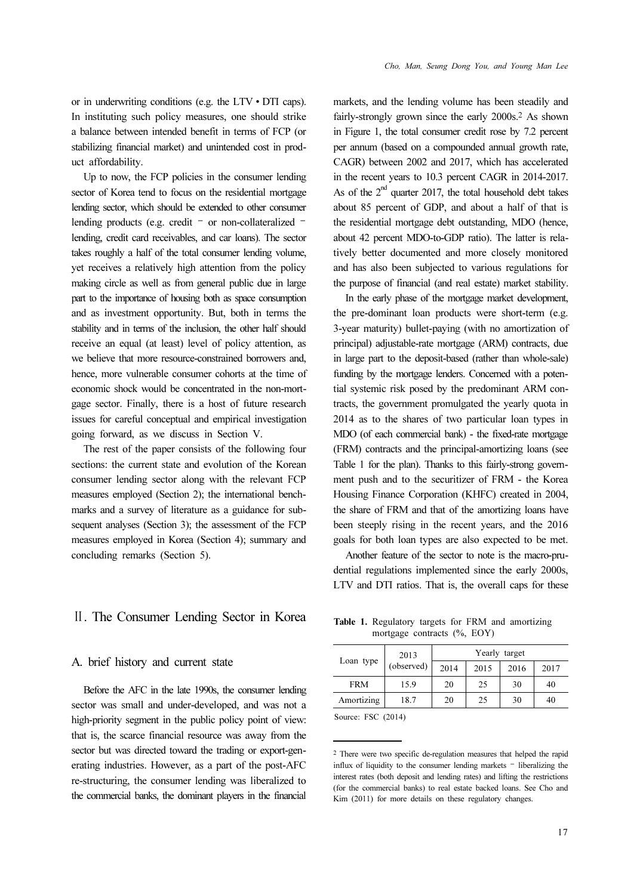or in underwriting conditions (e.g. the LTV • DTI caps). In instituting such policy measures, one should strike a balance between intended benefit in terms of FCP (or stabilizing financial market) and unintended cost in product affordability.

Up to now, the FCP policies in the consumer lending sector of Korea tend to focus on the residential mortgage lending sector, which should be extended to other consumer lending products (e.g. credit – or non-collateralized – lending, credit card receivables, and car loans). The sector takes roughly a half of the total consumer lending volume, yet receives a relatively high attention from the policy making circle as well as from general public due in large part to the importance of housing both as space consumption and as investment opportunity. But, both in terms the stability and in terms of the inclusion, the other half should receive an equal (at least) level of policy attention, as we believe that more resource-constrained borrowers and, hence, more vulnerable consumer cohorts at the time of economic shock would be concentrated in the non-mortgage sector. Finally, there is a host of future research issues for careful conceptual and empirical investigation going forward, as we discuss in Section V.

The rest of the paper consists of the following four sections: the current state and evolution of the Korean consumer lending sector along with the relevant FCP measures employed (Section 2); the international benchmarks and a survey of literature as a guidance for subsequent analyses (Section 3); the assessment of the FCP measures employed in Korea (Section 4); summary and concluding remarks (Section 5).

## Ⅱ. The Consumer Lending Sector in Korea

### A. brief history and current state

Before the AFC in the late 1990s, the consumer lending sector was small and under-developed, and was not a high-priority segment in the public policy point of view: that is, the scarce financial resource was away from the sector but was directed toward the trading or export-generating industries. However, as a part of the post-AFC re-structuring, the consumer lending was liberalized to the commercial banks, the dominant players in the financial markets, and the lending volume has been steadily and fairly-strongly grown since the early 2000s.[2] As shown in Figure 1, the total consumer credit rose by 7.2 percent per annum (based on a compounded annual growth rate, CAGR) between 2002 and 2017, which has accelerated in the recent years to 10.3 percent CAGR in 2014-2017. As of the 2nd quarter 2017, the total household debt takes about 85 percent of GDP, and about a half of that is the residential mortgage debt outstanding, MDO (hence, about 42 percent MDO-to-GDP ratio). The latter is relatively better documented and more closely monitored and has also been subjected to various regulations for the purpose of financial (and real estate) market stability.

In the early phase of the mortgage market development, the pre-dominant loan products were short-term (e.g. 3-year maturity) bullet-paying (with no amortization of principal) adjustable-rate mortgage (ARM) contracts, due in large part to the deposit-based (rather than whole-sale) funding by the mortgage lenders. Concerned with a potential systemic risk posed by the predominant ARM contracts, the government promulgated the yearly quota in 2014 as to the shares of two particular loan types in MDO (of each commercial bank) - the fixed-rate mortgage (FRM) contracts and the principal-amortizing loans (see Table 1 for the plan). Thanks to this fairly-strong government push and to the securitizer of FRM - the Korea Housing Finance Corporation (KHFC) created in 2004, the share of FRM and that of the amortizing loans have been steeply rising in the recent years, and the 2016 goals for both loan types are also expected to be met.

Another feature of the sector to note is the macro-prudential regulations implemented since the early 2000s, LTV and DTI ratios. That is, the overall caps for these

**Table 1.** Regulatory targets for FRM and amortizing mortgage contracts (%, EOY)

| Loan type | 2013 (observed) | Yearly target | | | |
|---|---|---|---|---|---|
| | | 2014 | 2015 | 2016 | 2017 |
| FRM | 15.9 | 20 | 25 | 30 | 40 |
| Amortizing | 18.7 | 20 | 25 | 30 | 40 |

Source: FSC (2014)

[2] There were two specific de-regulation measures that helped the rapid influx of liquidity to the consumer lending markets – liberalizing the interest rates (both deposit and lending rates) and lifting the restrictions (for the commercial banks) to real estate backed loans. See Cho and Kim (2011) for more details on these regulatory changes.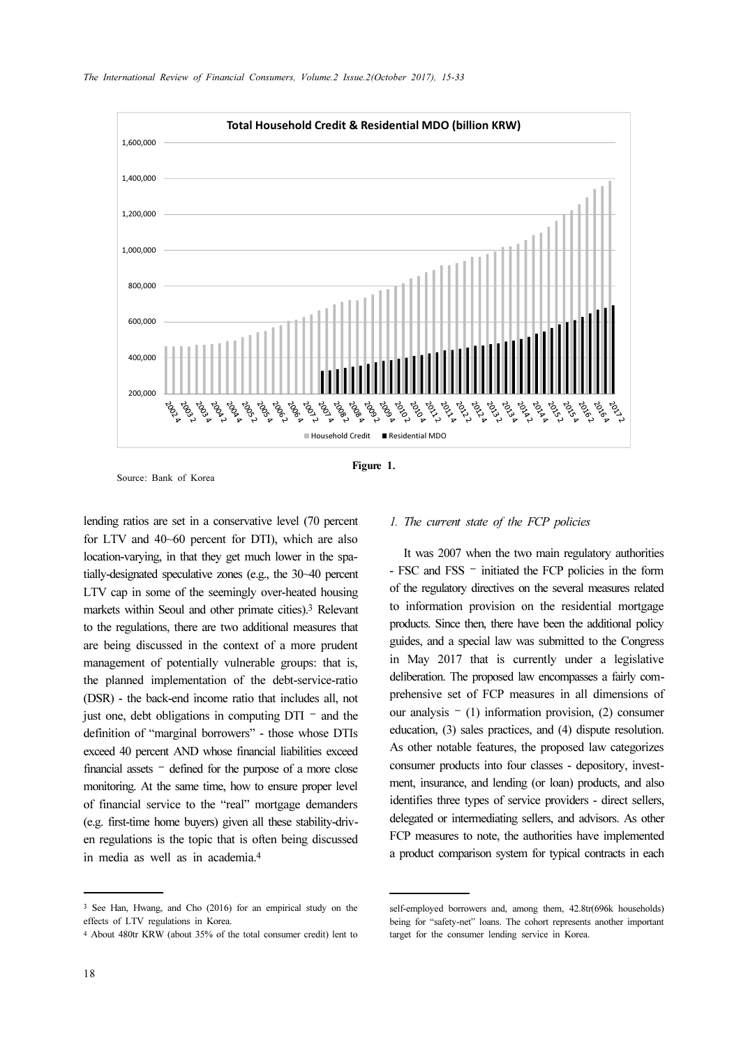Total Household Credit & Residential MDO (billion KRW)

1,600,000
1,400,000
1,200,000
1,000,000
800,000
600,000
400,000
200,000

2002.4 2003.2 2003.4 2004.2 2004.4 2005.2 2005.4 2006.2 2006.4 2007.2 2007.4 2008.2 2008.4 2009.2 2009.4 2010.2 2010.4 2011.2 2011.4 2012.2 2012.4 2013.2 2013.4 2014.2 2014.4 2015.2 2015.4 2016.2 2016.4 2017.2

Household Credit ■ Residential MDO

**Figure 1.**

Source: Bank of Korea

lending ratios are set in a conservative level (70 percent for LTV and 40~60 percent for DTI), which are also location-varying, in that they get much lower in the spatially-designated speculative zones (e.g., the 30~40 percent LTV cap in some of the seemingly over-heated housing markets within Seoul and other primate cities).[3] Relevant to the regulations, there are two additional measures that are being discussed in the context of a more prudent management of potentially vulnerable groups: that is, the planned implementation of the debt-service-ratio (DSR) - the back-end income ratio that includes all, not just one, debt obligations in computing DTI – and the definition of "marginal borrowers" - those whose DTIs exceed 40 percent AND whose financial liabilities exceed financial assets – defined for the purpose of a more close monitoring. At the same time, how to ensure proper level of financial service to the "real" mortgage demanders (e.g. first-time home buyers) given all these stability-driven regulations is the topic that is often being discussed in media as well as in academia.[4]

*1. The current state of the FCP policies*

It was 2007 when the two main regulatory authorities - FSC and FSS – initiated the FCP policies in the form of the regulatory directives on the several measures related to information provision on the residential mortgage products. Since then, there have been the additional policy guides, and a special law was submitted to the Congress in May 2017 that is currently under a legislative deliberation. The proposed law encompasses a fairly comprehensive set of FCP measures in all dimensions of our analysis – (1) information provision, (2) consumer education, (3) sales practices, and (4) dispute resolution. As other notable features, the proposed law categorizes consumer products into four classes - depository, investment, insurance, and lending (or loan) products, and also identifies three types of service providers - direct sellers, delegated or intermediating sellers, and advisors. As other FCP measures to note, the authorities have implemented a product comparison system for typical contracts in each

[3] See Han, Hwang, and Cho (2016) for an empirical study on the effects of LTV regulations in Korea.

[4] About 480tr KRW (about 35% of the total consumer credit) lent to self-employed borrowers and, among them, 42.8tr(696k households) being for "safety-net" loans. The cohort represents another important target for the consumer lending service in Korea.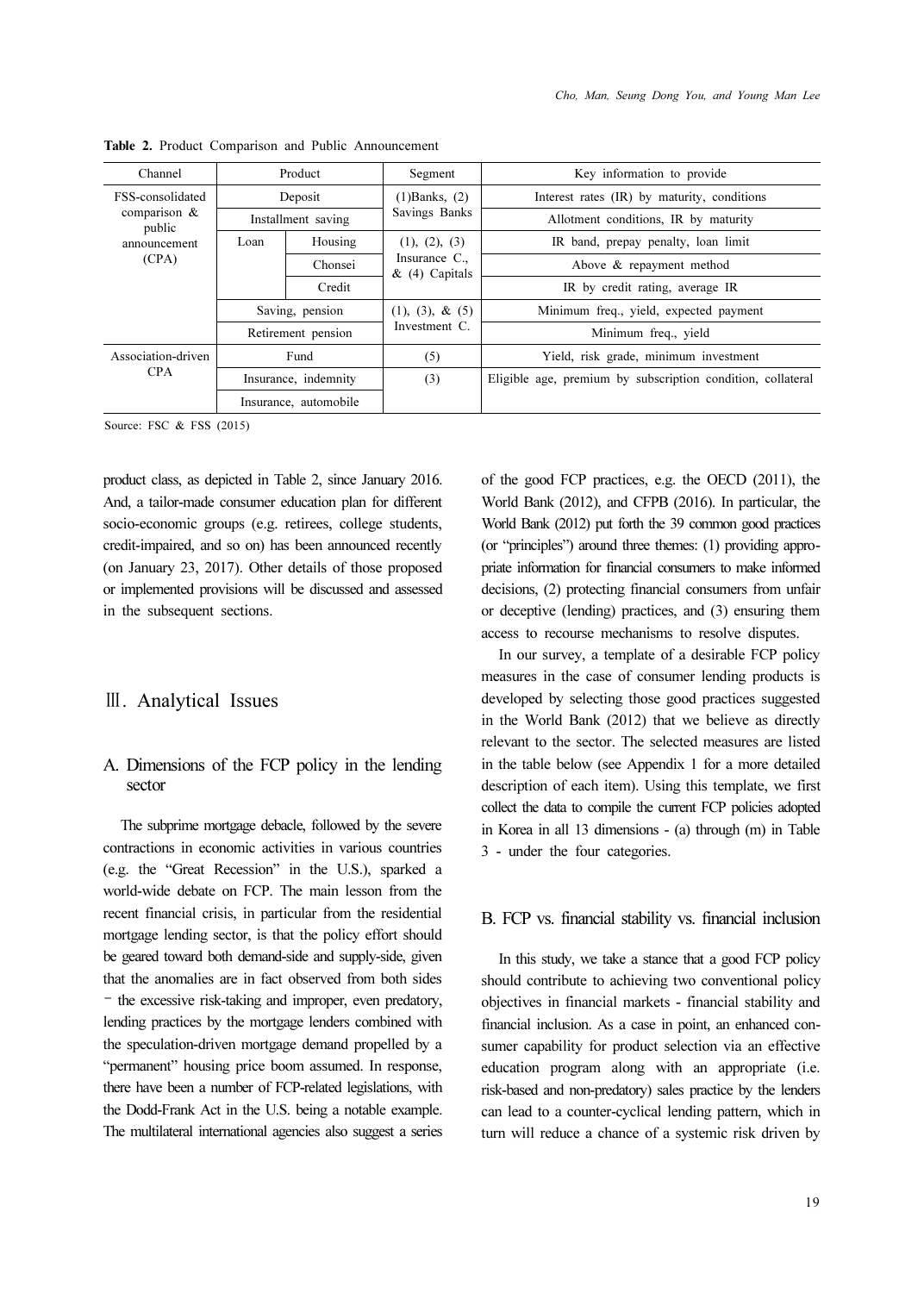**Table 2.** Product Comparison and Public Announcement

| Channel | Product | | Segment | Key information to provide |
|---|---|---|---|---|
| FSS-consolidated comparison & public announcement (CPA) | Deposit | | (1)Banks, (2) Savings Banks | Interest rates (IR) by maturity, conditions |
| | Installment saving | | | Allotment conditions, IR by maturity |
| | Loan | Housing | (1), (2), (3) Insurance C., & (4) Capitals | IR band, prepay penalty, loan limit |
| | | Chonsei | | Above & repayment method |
| | | Credit | | IR by credit rating, average IR |
| | Saving, pension | | (1), (3), & (5) Investment C. | Minimum freq., yield, expected payment |
| | Retirement pension | | | Minimum freq., yield |
| Association-driven CPA | Fund | | (5) | Yield, risk grade, minimum investment |
| | Insurance, indemnity | | (3) | Eligible age, premium by subscription condition, collateral |
| | Insurance, automobile | | | |

Source: FSC & FSS (2015)

product class, as depicted in Table 2, since January 2016. And, a tailor-made consumer education plan for different socio-economic groups (e.g. retirees, college students, credit-impaired, and so on) has been announced recently (on January 23, 2017). Other details of those proposed or implemented provisions will be discussed and assessed in the subsequent sections.

## Ⅲ. Analytical Issues

### A. Dimensions of the FCP policy in the lending sector

The subprime mortgage debacle, followed by the severe contractions in economic activities in various countries (e.g. the "Great Recession" in the U.S.), sparked a world-wide debate on FCP. The main lesson from the recent financial crisis, in particular from the residential mortgage lending sector, is that the policy effort should be geared toward both demand-side and supply-side, given that the anomalies are in fact observed from both sides – the excessive risk-taking and improper, even predatory, lending practices by the mortgage lenders combined with the speculation-driven mortgage demand propelled by a "permanent" housing price boom assumed. In response, there have been a number of FCP-related legislations, with the Dodd-Frank Act in the U.S. being a notable example. The multilateral international agencies also suggest a series of the good FCP practices, e.g. the OECD (2011), the World Bank (2012), and CFPB (2016). In particular, the World Bank (2012) put forth the 39 common good practices (or "principles") around three themes: (1) providing appropriate information for financial consumers to make informed decisions, (2) protecting financial consumers from unfair or deceptive (lending) practices, and (3) ensuring them access to recourse mechanisms to resolve disputes.

In our survey, a template of a desirable FCP policy measures in the case of consumer lending products is developed by selecting those good practices suggested in the World Bank (2012) that we believe as directly relevant to the sector. The selected measures are listed in the table below (see Appendix 1 for a more detailed description of each item). Using this template, we first collect the data to compile the current FCP policies adopted in Korea in all 13 dimensions - (a) through (m) in Table 3 - under the four categories.

### B. FCP vs. financial stability vs. financial inclusion

In this study, we take a stance that a good FCP policy should contribute to achieving two conventional policy objectives in financial markets - financial stability and financial inclusion. As a case in point, an enhanced consumer capability for product selection via an effective education program along with an appropriate (i.e. risk-based and non-predatory) sales practice by the lenders can lead to a counter-cyclical lending pattern, which in turn will reduce a chance of a systemic risk driven by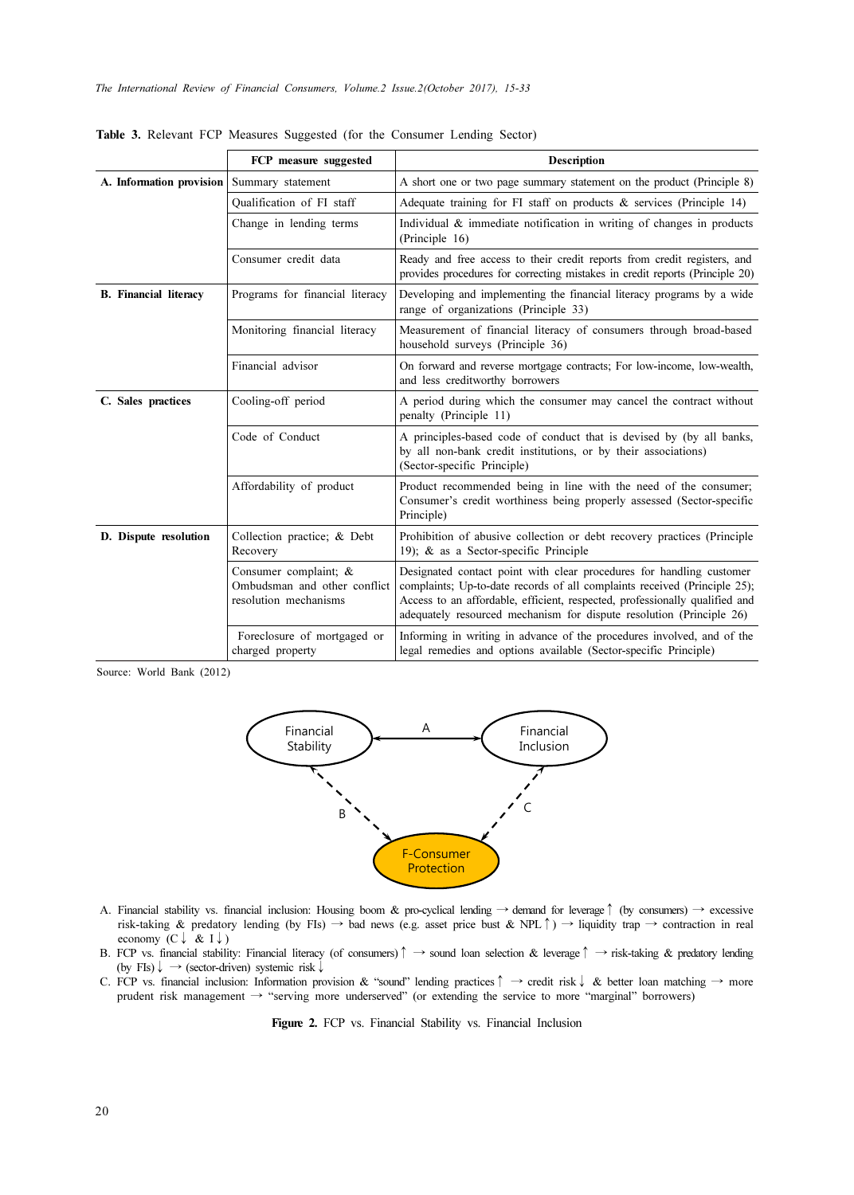**Table 3.** Relevant FCP Measures Suggested (for the Consumer Lending Sector)

| | FCP measure suggested | Description |
|---|---|---|
| **A. Information provision** | Summary statement | A short one or two page summary statement on the product (Principle 8) |
| | Qualification of FI staff | Adequate training for FI staff on products & services (Principle 14) |
| | Change in lending terms | Individual & immediate notification in writing of changes in products (Principle 16) |
| | Consumer credit data | Ready and free access to their credit reports from credit registers, and provides procedures for correcting mistakes in credit reports (Principle 20) |
| **B. Financial literacy** | Programs for financial literacy | Developing and implementing the financial literacy programs by a wide range of organizations (Principle 33) |
| | Monitoring financial literacy | Measurement of financial literacy of consumers through broad-based household surveys (Principle 36) |
| | Financial advisor | On forward and reverse mortgage contracts; For low-income, low-wealth, and less creditworthy borrowers |
| **C. Sales practices** | Cooling-off period | A period during which the consumer may cancel the contract without penalty (Principle 11) |
| | Code of Conduct | A principles-based code of conduct that is devised by (by all banks, by all non-bank credit institutions, or by their associations) (Sector-specific Principle) |
| | Affordability of product | Product recommended being in line with the need of the consumer; Consumer's credit worthiness being properly assessed (Sector-specific Principle) |
| **D. Dispute resolution** | Collection practice; & Debt Recovery | Prohibition of abusive collection or debt recovery practices (Principle 19); & as a Sector-specific Principle |
| | Consumer complaint; & Ombudsman and other conflict resolution mechanisms | Designated contact point with clear procedures for handling customer complaints; Up-to-date records of all complaints received (Principle 25); Access to an affordable, efficient, respected, professionally qualified and adequately resourced mechanism for dispute resolution (Principle 26) |
| | Foreclosure of mortgaged or charged property | Informing in writing in advance of the procedures involved, and of the legal remedies and options available (Sector-specific Principle) |

Source: World Bank (2012)

Financial Stability

A

Financial Inclusion

B

C

F-Consumer Protection

A. Financial stability vs. financial inclusion: Housing boom & pro-cyclical lending → demand for leverage↑ (by consumers) → excessive risk-taking & predatory lending (by FIs) → bad news (e.g. asset price bust & NPL↑) → liquidity trap → contraction in real economy (C↓ & I↓)

B. FCP vs. financial stability: Financial literacy (of consumers)↑ → sound loan selection & leverage↑ → risk-taking & predatory lending (by FIs)↓ → (sector-driven) systemic risk↓

C. FCP vs. financial inclusion: Information provision & "sound" lending practices↑ → credit risk↓ & better loan matching → more prudent risk management → "serving more underserved" (or extending the service to more "marginal" borrowers)

**Figure 2.** FCP vs. Financial Stability vs. Financial Inclusion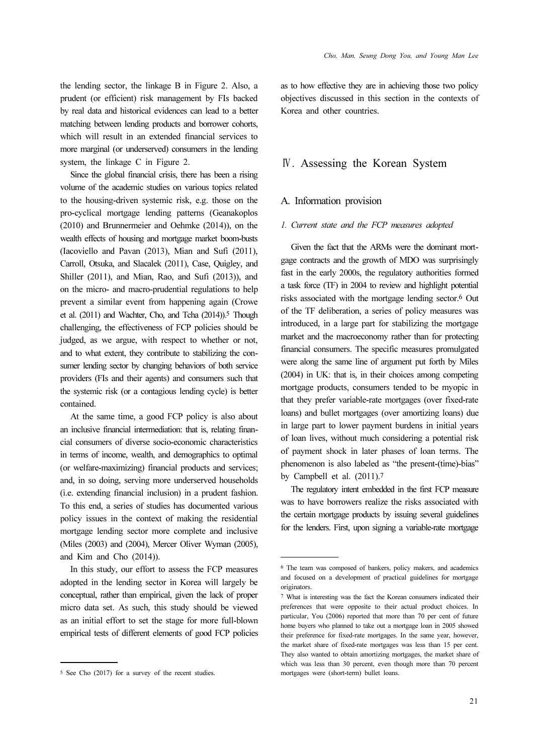the lending sector, the linkage B in Figure 2. Also, a prudent (or efficient) risk management by FIs backed by real data and historical evidences can lead to a better matching between lending products and borrower cohorts, which will result in an extended financial services to more marginal (or underserved) consumers in the lending system, the linkage C in Figure 2.

Since the global financial crisis, there has been a rising volume of the academic studies on various topics related to the housing-driven systemic risk, e.g. those on the pro-cyclical mortgage lending patterns (Geanakoplos (2010) and Brunnermeier and Oehmke (2014)), on the wealth effects of housing and mortgage market boom-busts (Iacoviello and Pavan (2013), Mian and Sufi (2011), Carroll, Otsuka, and Slacalek (2011), Case, Quigley, and Shiller (2011), and Mian, Rao, and Sufi (2013)), and on the micro- and macro-prudential regulations to help prevent a similar event from happening again (Crowe et al. (2011) and Wachter, Cho, and Tcha (2014)).[5] Though challenging, the effectiveness of FCP policies should be judged, as we argue, with respect to whether or not, and to what extent, they contribute to stabilizing the consumer lending sector by changing behaviors of both service providers (FIs and their agents) and consumers such that the systemic risk (or a contagious lending cycle) is better contained.

At the same time, a good FCP policy is also about an inclusive financial intermediation: that is, relating financial consumers of diverse socio-economic characteristics in terms of income, wealth, and demographics to optimal (or welfare-maximizing) financial products and services; and, in so doing, serving more underserved households (i.e. extending financial inclusion) in a prudent fashion. To this end, a series of studies has documented various policy issues in the context of making the residential mortgage lending sector more complete and inclusive (Miles (2003) and (2004), Mercer Oliver Wyman (2005), and Kim and Cho (2014)).

In this study, our effort to assess the FCP measures adopted in the lending sector in Korea will largely be conceptual, rather than empirical, given the lack of proper micro data set. As such, this study should be viewed as an initial effort to set the stage for more full-blown empirical tests of different elements of good FCP policies as to how effective they are in achieving those two policy objectives discussed in this section in the contexts of Korea and other countries.

## Ⅳ. Assessing the Korean System

### A. Information provision

#### *1. Current state and the FCP measures adopted*

Given the fact that the ARMs were the dominant mortgage contracts and the growth of MDO was surprisingly fast in the early 2000s, the regulatory authorities formed a task force (TF) in 2004 to review and highlight potential risks associated with the mortgage lending sector.[6] Out of the TF deliberation, a series of policy measures was introduced, in a large part for stabilizing the mortgage market and the macroeconomy rather than for protecting financial consumers. The specific measures promulgated were along the same line of argument put forth by Miles (2004) in UK: that is, in their choices among competing mortgage products, consumers tended to be myopic in that they prefer variable-rate mortgages (over fixed-rate loans) and bullet mortgages (over amortizing loans) due in large part to lower payment burdens in initial years of loan lives, without much considering a potential risk of payment shock in later phases of loan terms. The phenomenon is also labeled as "the present-(time)-bias" by Campbell et al. (2011).[7]

The regulatory intent embedded in the first FCP measure was to have borrowers realize the risks associated with the certain mortgage products by issuing several guidelines for the lenders. First, upon signing a variable-rate mortgage

---

[5] See Cho (2017) for a survey of the recent studies.

[6] The team was composed of bankers, policy makers, and academics and focused on a development of practical guidelines for mortgage originators.

[7] What is interesting was the fact the Korean consumers indicated their preferences that were opposite to their actual product choices. In particular, You (2006) reported that more than 70 per cent of future home buyers who planned to take out a mortgage loan in 2005 showed their preference for fixed-rate mortgages. In the same year, however, the market share of fixed-rate mortgages was less than 15 per cent. They also wanted to obtain amortizing mortgages, the market share of which was less than 30 percent, even though more than 70 percent mortgages were (short-term) bullet loans.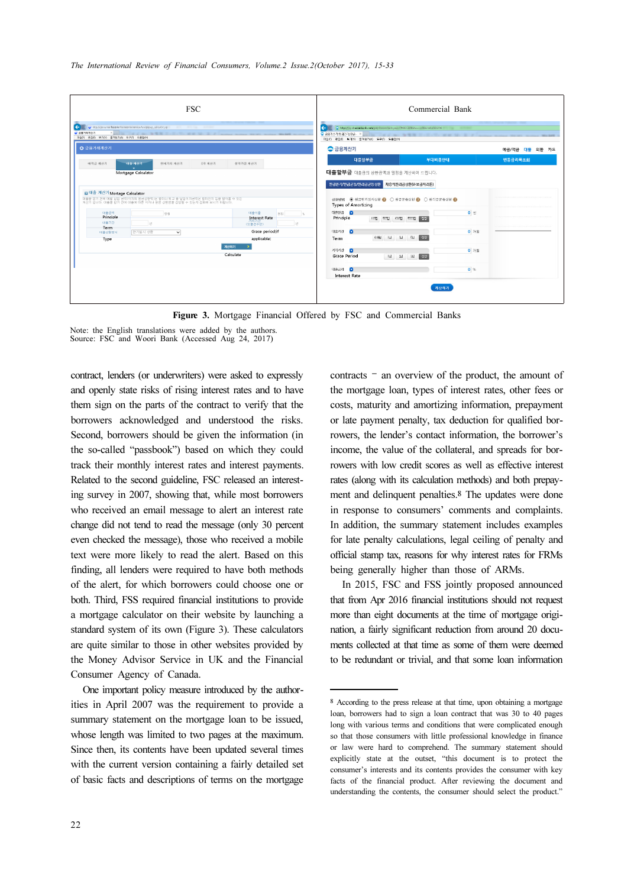**Figure 3.** Mortgage Financial Offered by FSC and Commercial Banks

Note: the English translations were added by the authors.
Source: FSC and Woori Bank (Accessed Aug 24, 2017)

contract, lenders (or underwriters) were asked to expressly and openly state risks of rising interest rates and to have them sign on the parts of the contract to verify that the borrowers acknowledged and understood the risks. Second, borrowers should be given the information (in the so-called "passbook") based on which they could track their monthly interest rates and interest payments. Related to the second guideline, FSC released an interesting survey in 2007, showing that, while most borrowers who received an email message to alert an interest rate change did not tend to read the message (only 30 percent even checked the message), those who received a mobile text were more likely to read the alert. Based on this finding, all lenders were required to have both methods of the alert, for which borrowers could choose one or both. Third, FSS required financial institutions to provide a mortgage calculator on their website by launching a standard system of its own (Figure 3). These calculators are quite similar to those in other websites provided by the Money Advisor Service in UK and the Financial Consumer Agency of Canada.

One important policy measure introduced by the authorities in April 2007 was the requirement to provide a summary statement on the mortgage loan to be issued, whose length was limited to two pages at the maximum. Since then, its contents have been updated several times with the current version containing a fairly detailed set of basic facts and descriptions of terms on the mortgage contracts – an overview of the product, the amount of the mortgage loan, types of interest rates, other fees or costs, maturity and amortizing information, prepayment or late payment penalty, tax deduction for qualified borrowers, the lender's contact information, the borrower's income, the value of the collateral, and spreads for borrowers with low credit scores as well as effective interest rates (along with its calculation methods) and both prepayment and delinquent penalties.[8] The updates were done in response to consumers' comments and complaints. In addition, the summary statement includes examples for late penalty calculations, legal ceiling of penalty and official stamp tax, reasons for why interest rates for FRMs being generally higher than those of ARMs.

In 2015, FSC and FSS jointly proposed announced that from Apr 2016 financial institutions should not request more than eight documents at the time of mortgage origination, a fairly significant reduction from around 20 documents collected at that time as some of them were deemed to be redundant or trivial, and that some loan information

---

[8] According to the press release at that time, upon obtaining a mortgage loan, borrowers had to sign a loan contract that was 30 to 40 pages long with various terms and conditions that were complicated enough so that those consumers with little professional knowledge in finance or law were hard to comprehend. The summary statement should explicitly state at the outset, "this document is to protect the consumer's interests and its contents provides the consumer with key facts of the financial product. After reviewing the document and understanding the contents, the consumer should select the product."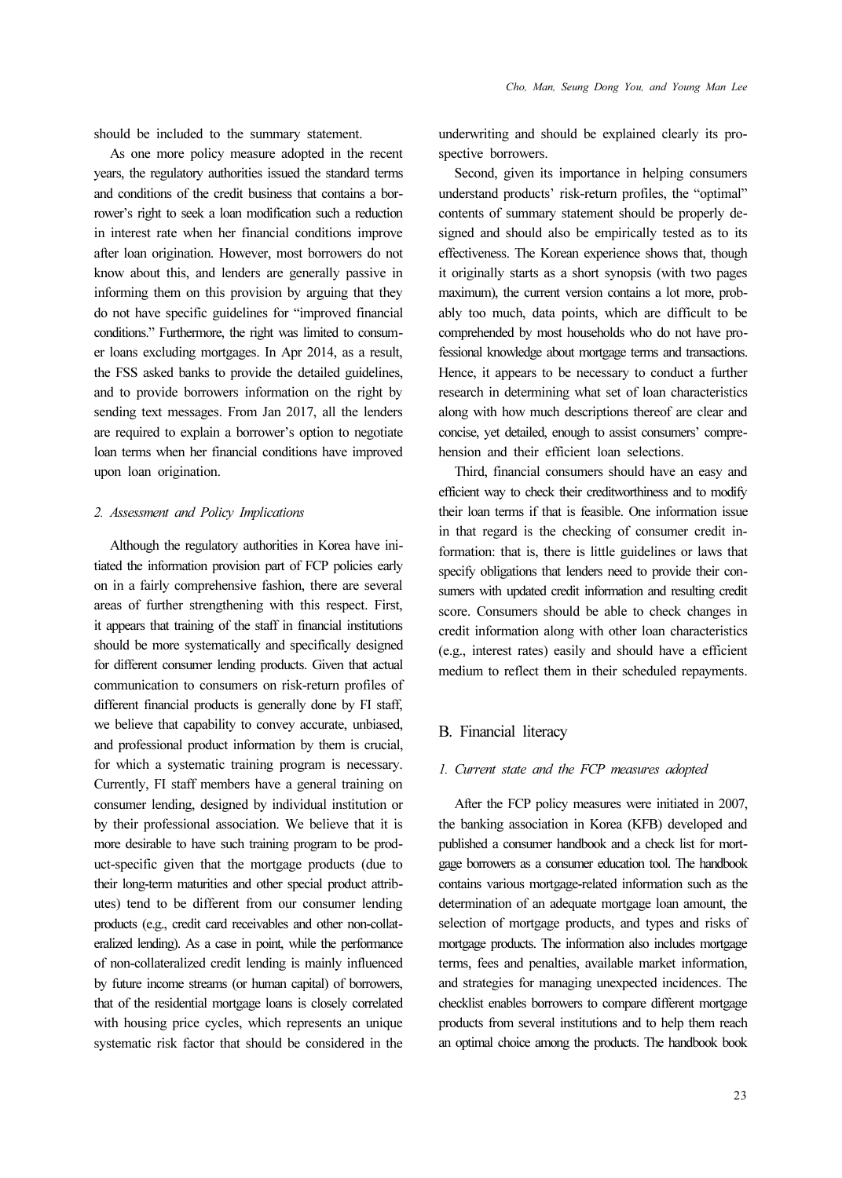should be included to the summary statement.

As one more policy measure adopted in the recent years, the regulatory authorities issued the standard terms and conditions of the credit business that contains a borrower's right to seek a loan modification such a reduction in interest rate when her financial conditions improve after loan origination. However, most borrowers do not know about this, and lenders are generally passive in informing them on this provision by arguing that they do not have specific guidelines for "improved financial conditions." Furthermore, the right was limited to consumer loans excluding mortgages. In Apr 2014, as a result, the FSS asked banks to provide the detailed guidelines, and to provide borrowers information on the right by sending text messages. From Jan 2017, all the lenders are required to explain a borrower's option to negotiate loan terms when her financial conditions have improved upon loan origination.

### *2. Assessment and Policy Implications*

Although the regulatory authorities in Korea have initiated the information provision part of FCP policies early on in a fairly comprehensive fashion, there are several areas of further strengthening with this respect. First, it appears that training of the staff in financial institutions should be more systematically and specifically designed for different consumer lending products. Given that actual communication to consumers on risk-return profiles of different financial products is generally done by FI staff, we believe that capability to convey accurate, unbiased, and professional product information by them is crucial, for which a systematic training program is necessary. Currently, FI staff members have a general training on consumer lending, designed by individual institution or by their professional association. We believe that it is more desirable to have such training program to be product-specific given that the mortgage products (due to their long-term maturities and other special product attributes) tend to be different from our consumer lending products (e.g., credit card receivables and other non-collateralized lending). As a case in point, while the performance of non-collateralized credit lending is mainly influenced by future income streams (or human capital) of borrowers, that of the residential mortgage loans is closely correlated with housing price cycles, which represents an unique systematic risk factor that should be considered in the underwriting and should be explained clearly its prospective borrowers.

Second, given its importance in helping consumers understand products' risk-return profiles, the "optimal" contents of summary statement should be properly designed and should also be empirically tested as to its effectiveness. The Korean experience shows that, though it originally starts as a short synopsis (with two pages maximum), the current version contains a lot more, probably too much, data points, which are difficult to be comprehended by most households who do not have professional knowledge about mortgage terms and transactions. Hence, it appears to be necessary to conduct a further research in determining what set of loan characteristics along with how much descriptions thereof are clear and concise, yet detailed, enough to assist consumers' comprehension and their efficient loan selections.

Third, financial consumers should have an easy and efficient way to check their creditworthiness and to modify their loan terms if that is feasible. One information issue in that regard is the checking of consumer credit information: that is, there is little guidelines or laws that specify obligations that lenders need to provide their consumers with updated credit information and resulting credit score. Consumers should be able to check changes in credit information along with other loan characteristics (e.g., interest rates) easily and should have a efficient medium to reflect them in their scheduled repayments.

## B. Financial literacy

### *1. Current state and the FCP measures adopted*

After the FCP policy measures were initiated in 2007, the banking association in Korea (KFB) developed and published a consumer handbook and a check list for mortgage borrowers as a consumer education tool. The handbook contains various mortgage-related information such as the determination of an adequate mortgage loan amount, the selection of mortgage products, and types and risks of mortgage products. The information also includes mortgage terms, fees and penalties, available market information, and strategies for managing unexpected incidences. The checklist enables borrowers to compare different mortgage products from several institutions and to help them reach an optimal choice among the products. The handbook book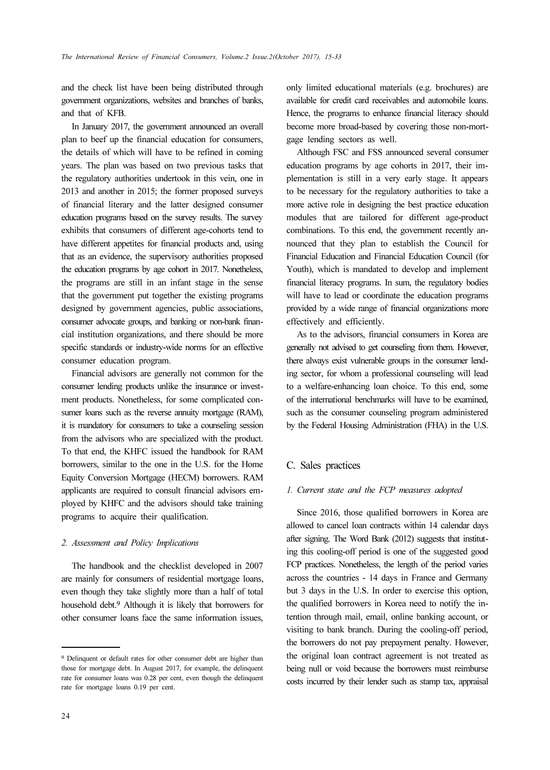and the check list have been being distributed through government organizations, websites and branches of banks, and that of KFB.

In January 2017, the government announced an overall plan to beef up the financial education for consumers, the details of which will have to be refined in coming years. The plan was based on two previous tasks that the regulatory authorities undertook in this vein, one in 2013 and another in 2015; the former proposed surveys of financial literary and the latter designed consumer education programs based on the survey results. The survey exhibits that consumers of different age-cohorts tend to have different appetites for financial products and, using that as an evidence, the supervisory authorities proposed the education programs by age cohort in 2017. Nonetheless, the programs are still in an infant stage in the sense that the government put together the existing programs designed by government agencies, public associations, consumer advocate groups, and banking or non-bank financial institution organizations, and there should be more specific standards or industry-wide norms for an effective consumer education program.

Financial advisors are generally not common for the consumer lending products unlike the insurance or investment products. Nonetheless, for some complicated consumer loans such as the reverse annuity mortgage (RAM), it is mandatory for consumers to take a counseling session from the advisors who are specialized with the product. To that end, the KHFC issued the handbook for RAM borrowers, similar to the one in the U.S. for the Home Equity Conversion Mortgage (HECM) borrowers. RAM applicants are required to consult financial advisors employed by KHFC and the advisors should take training programs to acquire their qualification.

### 2. Assessment and Policy Implications

The handbook and the checklist developed in 2007 are mainly for consumers of residential mortgage loans, even though they take slightly more than a half of total household debt.[9] Although it is likely that borrowers for other consumer loans face the same information issues, only limited educational materials (e.g. brochures) are available for credit card receivables and automobile loans. Hence, the programs to enhance financial literacy should become more broad-based by covering those non-mortgage lending sectors as well.

Although FSC and FSS announced several consumer education programs by age cohorts in 2017, their implementation is still in a very early stage. It appears to be necessary for the regulatory authorities to take a more active role in designing the best practice education modules that are tailored for different age-product combinations. To this end, the government recently announced that they plan to establish the Council for Financial Education and Financial Education Council (for Youth), which is mandated to develop and implement financial literacy programs. In sum, the regulatory bodies will have to lead or coordinate the education programs provided by a wide range of financial organizations more effectively and efficiently.

As to the advisors, financial consumers in Korea are generally not advised to get counseling from them. However, there always exist vulnerable groups in the consumer lending sector, for whom a professional counseling will lead to a welfare-enhancing loan choice. To this end, some of the international benchmarks will have to be examined, such as the consumer counseling program administered by the Federal Housing Administration (FHA) in the U.S.

## C. Sales practices

### 1. Current state and the FCP measures adopted

Since 2016, those qualified borrowers in Korea are allowed to cancel loan contracts within 14 calendar days after signing. The Word Bank (2012) suggests that instituting this cooling-off period is one of the suggested good FCP practices. Nonetheless, the length of the period varies across the countries - 14 days in France and Germany but 3 days in the U.S. In order to exercise this option, the qualified borrowers in Korea need to notify the intention through mail, email, online banking account, or visiting to bank branch. During the cooling-off period, the borrowers do not pay prepayment penalty. However, the original loan contract agreement is not treated as being null or void because the borrowers must reimburse costs incurred by their lender such as stamp tax, appraisal

[9] Delinquent or default rates for other consumer debt are higher than those for mortgage debt. In August 2017, for example, the delinquent rate for consumer loans was 0.28 per cent, even though the delinquent rate for mortgage loans 0.19 per cent.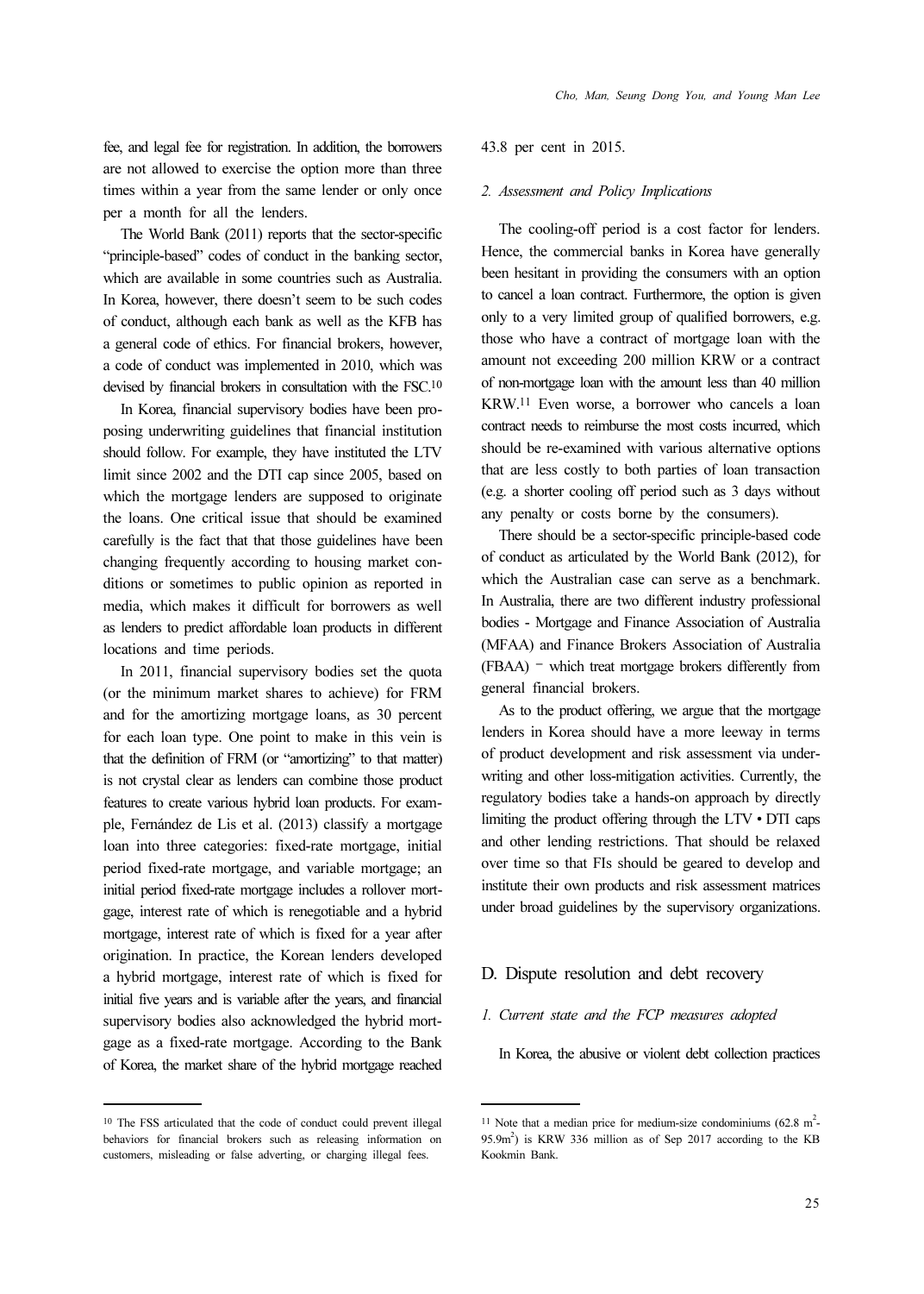fee, and legal fee for registration. In addition, the borrowers are not allowed to exercise the option more than three times within a year from the same lender or only once per a month for all the lenders.

The World Bank (2011) reports that the sector-specific "principle-based" codes of conduct in the banking sector, which are available in some countries such as Australia. In Korea, however, there doesn't seem to be such codes of conduct, although each bank as well as the KFB has a general code of ethics. For financial brokers, however, a code of conduct was implemented in 2010, which was devised by financial brokers in consultation with the FSC.[10]

In Korea, financial supervisory bodies have been proposing underwriting guidelines that financial institution should follow. For example, they have instituted the LTV limit since 2002 and the DTI cap since 2005, based on which the mortgage lenders are supposed to originate the loans. One critical issue that should be examined carefully is the fact that that those guidelines have been changing frequently according to housing market conditions or sometimes to public opinion as reported in media, which makes it difficult for borrowers as well as lenders to predict affordable loan products in different locations and time periods.

In 2011, financial supervisory bodies set the quota (or the minimum market shares to achieve) for FRM and for the amortizing mortgage loans, as 30 percent for each loan type. One point to make in this vein is that the definition of FRM (or "amortizing" to that matter) is not crystal clear as lenders can combine those product features to create various hybrid loan products. For example, Fernández de Lis et al. (2013) classify a mortgage loan into three categories: fixed-rate mortgage, initial period fixed-rate mortgage, and variable mortgage; an initial period fixed-rate mortgage includes a rollover mortgage, interest rate of which is renegotiable and a hybrid mortgage, interest rate of which is fixed for a year after origination. In practice, the Korean lenders developed a hybrid mortgage, interest rate of which is fixed for initial five years and is variable after the years, and financial supervisory bodies also acknowledged the hybrid mortgage as a fixed-rate mortgage. According to the Bank of Korea, the market share of the hybrid mortgage reached 43.8 per cent in 2015.

*2. Assessment and Policy Implications*

The cooling-off period is a cost factor for lenders. Hence, the commercial banks in Korea have generally been hesitant in providing the consumers with an option to cancel a loan contract. Furthermore, the option is given only to a very limited group of qualified borrowers, e.g. those who have a contract of mortgage loan with the amount not exceeding 200 million KRW or a contract of non-mortgage loan with the amount less than 40 million KRW.[11] Even worse, a borrower who cancels a loan contract needs to reimburse the most costs incurred, which should be re-examined with various alternative options that are less costly to both parties of loan transaction (e.g. a shorter cooling off period such as 3 days without any penalty or costs borne by the consumers).

There should be a sector-specific principle-based code of conduct as articulated by the World Bank (2012), for which the Australian case can serve as a benchmark. In Australia, there are two different industry professional bodies - Mortgage and Finance Association of Australia (MFAA) and Finance Brokers Association of Australia (FBAA) – which treat mortgage brokers differently from general financial brokers.

As to the product offering, we argue that the mortgage lenders in Korea should have a more leeway in terms of product development and risk assessment via underwriting and other loss-mitigation activities. Currently, the regulatory bodies take a hands-on approach by directly limiting the product offering through the LTV • DTI caps and other lending restrictions. That should be relaxed over time so that FIs should be geared to develop and institute their own products and risk assessment matrices under broad guidelines by the supervisory organizations.

## D. Dispute resolution and debt recovery

*1. Current state and the FCP measures adopted*

In Korea, the abusive or violent debt collection practices

---

[10] The FSS articulated that the code of conduct could prevent illegal behaviors for financial brokers such as releasing information on customers, misleading or false adverting, or charging illegal fees.

[11] Note that a median price for medium-size condominiums (62.8 $m^2$-95.9$m^2$) is KRW 336 million as of Sep 2017 according to the KB Kookmin Bank.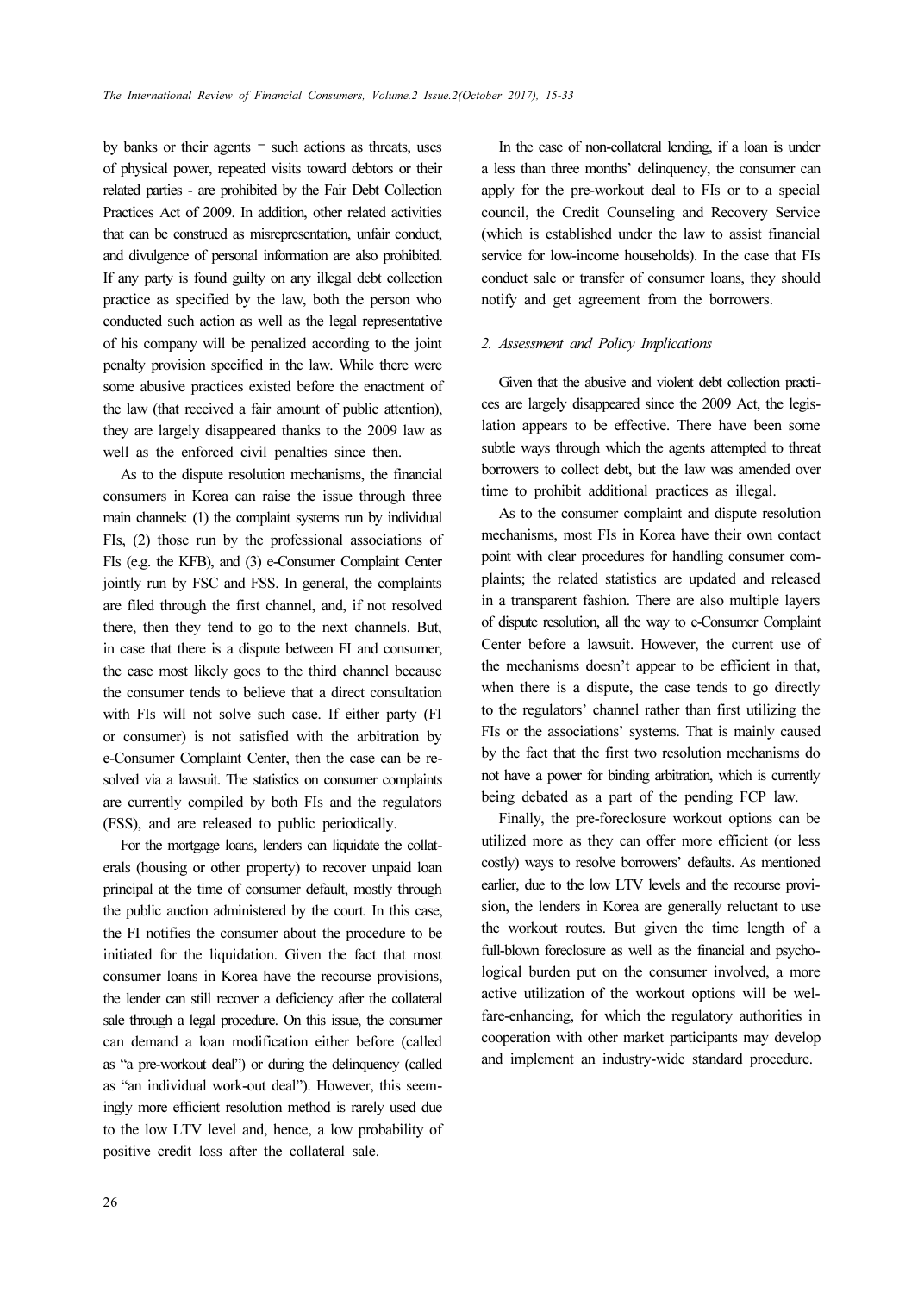by banks or their agents ‒ such actions as threats, uses of physical power, repeated visits toward debtors or their related parties - are prohibited by the Fair Debt Collection Practices Act of 2009. In addition, other related activities that can be construed as misrepresentation, unfair conduct, and divulgence of personal information are also prohibited. If any party is found guilty on any illegal debt collection practice as specified by the law, both the person who conducted such action as well as the legal representative of his company will be penalized according to the joint penalty provision specified in the law. While there were some abusive practices existed before the enactment of the law (that received a fair amount of public attention), they are largely disappeared thanks to the 2009 law as well as the enforced civil penalties since then.

As to the dispute resolution mechanisms, the financial consumers in Korea can raise the issue through three main channels: (1) the complaint systems run by individual FIs, (2) those run by the professional associations of FIs (e.g. the KFB), and (3) e-Consumer Complaint Center jointly run by FSC and FSS. In general, the complaints are filed through the first channel, and, if not resolved there, then they tend to go to the next channels. But, in case that there is a dispute between FI and consumer, the case most likely goes to the third channel because the consumer tends to believe that a direct consultation with FIs will not solve such case. If either party (FI or consumer) is not satisfied with the arbitration by e-Consumer Complaint Center, then the case can be resolved via a lawsuit. The statistics on consumer complaints are currently compiled by both FIs and the regulators (FSS), and are released to public periodically.

For the mortgage loans, lenders can liquidate the collaterals (housing or other property) to recover unpaid loan principal at the time of consumer default, mostly through the public auction administered by the court. In this case, the FI notifies the consumer about the procedure to be initiated for the liquidation. Given the fact that most consumer loans in Korea have the recourse provisions, the lender can still recover a deficiency after the collateral sale through a legal procedure. On this issue, the consumer can demand a loan modification either before (called as "a pre-workout deal") or during the delinquency (called as "an individual work-out deal"). However, this seemingly more efficient resolution method is rarely used due to the low LTV level and, hence, a low probability of positive credit loss after the collateral sale.

In the case of non-collateral lending, if a loan is under a less than three months' delinquency, the consumer can apply for the pre-workout deal to FIs or to a special council, the Credit Counseling and Recovery Service (which is established under the law to assist financial service for low-income households). In the case that FIs conduct sale or transfer of consumer loans, they should notify and get agreement from the borrowers.

### *2. Assessment and Policy Implications*

Given that the abusive and violent debt collection practices are largely disappeared since the 2009 Act, the legislation appears to be effective. There have been some subtle ways through which the agents attempted to threat borrowers to collect debt, but the law was amended over time to prohibit additional practices as illegal.

As to the consumer complaint and dispute resolution mechanisms, most FIs in Korea have their own contact point with clear procedures for handling consumer complaints; the related statistics are updated and released in a transparent fashion. There are also multiple layers of dispute resolution, all the way to e-Consumer Complaint Center before a lawsuit. However, the current use of the mechanisms doesn't appear to be efficient in that, when there is a dispute, the case tends to go directly to the regulators' channel rather than first utilizing the FIs or the associations' systems. That is mainly caused by the fact that the first two resolution mechanisms do not have a power for binding arbitration, which is currently being debated as a part of the pending FCP law.

Finally, the pre-foreclosure workout options can be utilized more as they can offer more efficient (or less costly) ways to resolve borrowers' defaults. As mentioned earlier, due to the low LTV levels and the recourse provision, the lenders in Korea are generally reluctant to use the workout routes. But given the time length of a full-blown foreclosure as well as the financial and psychological burden put on the consumer involved, a more active utilization of the workout options will be welfare-enhancing, for which the regulatory authorities in cooperation with other market participants may develop and implement an industry-wide standard procedure.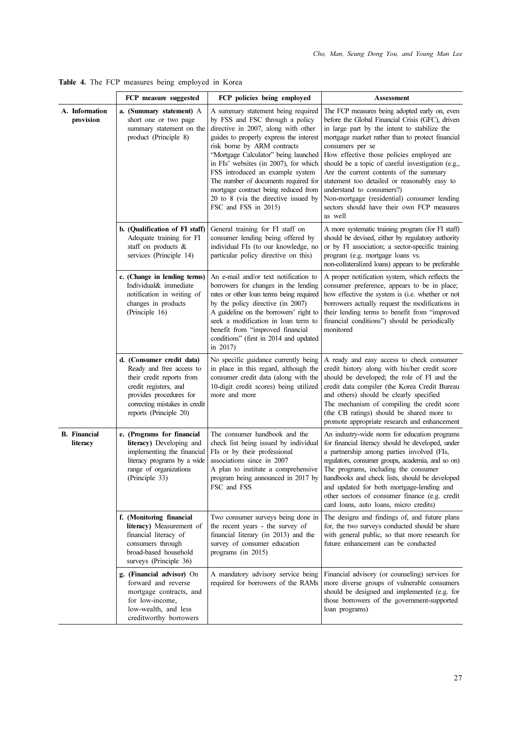**Table 4.** The FCP measures being employed in Korea

| | FCP measure suggested | FCP policies being employed | Assessment |
|---|---|---|---|
| A. Information provision | a. (Summary statement) A short one or two page summary statement on the product (Principle 8) | A summary statement being required by FSS and FSC through a policy directive in 2007, along with other guides to properly express the interest risk borne by ARM contracts<br>"Mortgage Calculator" being launched in FIs' websites (in 2007), for which FSS introduced an example system<br>The number of documents required for mortgage contract being reduced from 20 to 8 (via the directive issued by FSC and FSS in 2015) | The FCP measures being adopted early on, even before the Global Financial Crisis (GFC), driven in large part by the intent to stabilize the mortgage market rather than to protect financial consumers per se<br>How effective those policies employed are should be a topic of careful investigation (e.g., Are the current contents of the summary statement too detailed or reasonably easy to understand to consumers?)<br>Non-mortgage (residential) consumer lending sectors should have their own FCP measures as well |
| | b. (Qualification of FI staff) Adequate training for FI staff on products & services (Principle 14) | General training for FI staff on consumer lending being offered by individual FIs (to our knowledge, no particular policy directive on this) | A more systematic training program (for FI staff) should be devised, either by regulatory authority or by FI association; a sector-specific training program (e.g. mortgage loans vs. non-collateralized loans) appears to be preferable |
| | c. (Change in lending terms) Individual& immediate notification in writing of changes in products (Principle 16) | An e-mail and/or text notification to borrowers for changes in the lending rates or other loan terms being required by the policy directive (in 2007)<br>A guideline on the borrowers' right to seek a modification in loan term to benefit from "improved financial conditions" (first in 2014 and updated in 2017) | A proper notification system, which reflects the consumer preference, appears to be in place; how effective the system is (i.e. whether or not borrowers actually request the modifications in their lending terms to benefit from "improved financial conditions") should be periodically monitored |
| | d. (Consumer credit data) Ready and free access to their credit reports from credit registers, and provides procedures for correcting mistakes in credit reports (Principle 20) | No specific guidance currently being in place in this regard, although the consumer credit data (along with the 10-digit credit scores) being utilized more and more | A ready and easy access to check consumer credit history along with his/her credit score should be developed; the role of FI and the credit data compiler (the Korea Credit Bureau and others) should be clearly specified<br>The mechanism of compiling the credit score (the CB ratings) should be shared more to promote appropriate research and enhancement |
| B. Financial literacy | e. (Programs for financial literacy) Developing and implementing the financial literacy programs by a wide range of organizations (Principle 33) | The consumer handbook and the check list being issued by individual FIs or by their professional associations since in 2007<br>A plan to institute a comprehensive program being announced in 2017 by FSC and FSS | An industry-wide norm for education programs for financial literacy should be developed, under a partnership among parties involved (FIs, regulators, consumer groups, academia, and so on)<br>The programs, including the consumer handbooks and check lists, should be developed and updated for both mortgage-lending and other sectors of consumer finance (e.g. credit card loans, auto loans, micro credits) |
| | f. (Monitoring financial literacy) Measurement of financial literacy of consumers through broad-based household surveys (Principle 36) | Two consumer surveys being done in the recent years - the survey of financial literary (in 2013) and the survey of consumer education programs (in 2015) | The designs and findings of, and future plans for, the two surveys conducted should be share with general public, so that more research for future enhancement can be conducted |
| | g. (Financial advisor) On forward and reverse mortgage contracts, and for low-income, low-wealth, and less creditworthy borrowers | A mandatory advisory service being required for borrowers of the RAMs | Financial advisory (or counseling) services for more diverse groups of vulnerable consumers should be designed and implemented (e.g. for those borrowers of the government-supported loan programs) |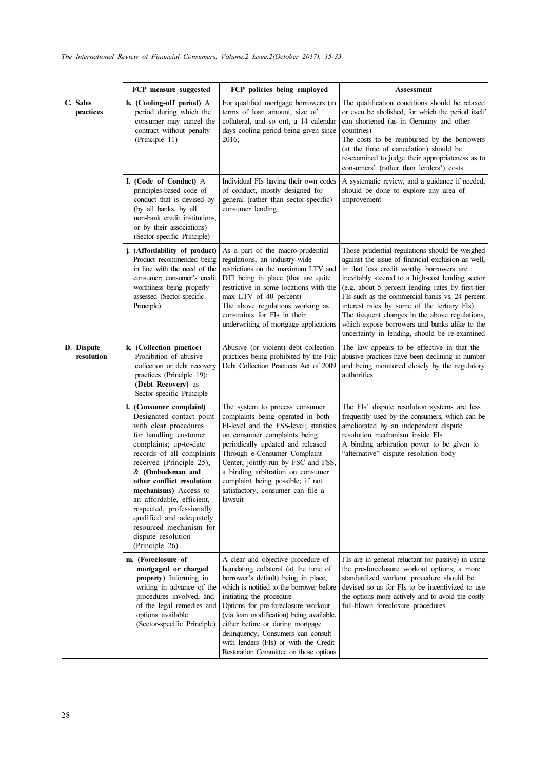| | FCP measure suggested | FCP policies being employed | Assessment |
|---|---|---|---|
| **C. Sales practices** | **h. (Cooling-off period)** A period during which the consumer may cancel the contract without penalty (Principle 11) | For qualified mortgage borrowers (in terms of loan amount, size of collateral, and so on), a 14 calendar days cooling period being given since 2016; | The qualification conditions should be relaxed or even be abolished, for which the period itself can shortened (as in Germany and other countries)<br>The costs to be reimbursed by the borrowers (at the time of cancelation) should be re-examined to judge their appropriateness as to consumers' (rather than lenders') costs |
| | **I. (Code of Conduct)** A principles-based code of conduct that is devised by (by all banks, by all non-bank credit institutions, or by their associations) (Sector-specific Principle) | Individual FIs having their own codes of conduct, mostly designed for general (rather than sector-specific) consumer lending | A systematic review, and a guidance if needed, should be done to explore any area of improvement |
| | **j. (Affordability of product)** Product recommended being in line with the need of the consumer; consumer's credit worthiness being properly assessed (Sector-specific Principle) | As a part of the macro-prudential regulations, an industry-wide restrictions on the maximum LTV and DTI being in place (that are quite restrictive in some locations with the max LTV of 40 percent)<br>The above regulations working as constraints for FIs in their underwriting of mortgage applications | Those prudential regulations should be weighed against the issue of financial exclusion as well, in that less credit worthy borrowers are inevitably steered to a high-cost lending sector (e.g. about 5 percent lending rates by first-tier FIs such as the commercial banks vs. 24 percent interest rates by some of the tertiary FIs)<br>The frequent changes in the above regulations, which expose borrowers and banks alike to the uncertainty in lending, should be re-examined |
| **D. Dispute resolution** | **k. (Collection practice)** Prohibition of abusive collection or debt recovery practices (Principle 19); **(Debt Recovery)** as Sector-specific Principle | Abusive (or violent) debt collection practices being prohibited by the Fair Debt Collection Practices Act of 2009 | The law appears to be effective in that the abusive practices have been declining in number and being monitored closely by the regulatory authorities |
| | **l. (Consumer complaint)** Designated contact point with clear procedures for handling customer complaints; up-to-date records of all complaints received (Principle 25); & **(Ombudsman and other conflict resolution mechanisms)** Access to an affordable, efficient, respected, professionally qualified and adequately resourced mechanism for dispute resolution (Principle 26) | The system to process consumer complaints being operated in both FI-level and the FSS-level; statistics on consumer complaints being periodically updated and released Through e-Consumer Complaint Center, jointly-run by FSC and FSS, a binding arbitration on consumer complaint being possible; if not satisfactory, consumer can file a lawsuit | The FIs' dispute resolution systems are less frequently used by the consumers, which can be ameliorated by an independent dispute resolution mechanism inside FIs<br>A binding arbitration power to be given to "alternative" dispute resolution body |
| | **m. (Foreclosure of mortgaged or charged property)** Informing in writing in advance of the procedures involved, and of the legal remedies and options available (Sector-specific Principle) | A clear and objective procedure of liquidating collateral (at the time of borrower's default) being in place, which is notified to the borrower before initiating the procedure<br>Options for pre-foreclosure workout (via loan modification) being available, either before or during mortgage delinquency; Consumers can consult with lenders (FIs) or with the Credit Restoration Committee on those options | FIs are in general reluctant (or passive) in using the pre-foreclosure workout options; a more standardized workout procedure should be devised so as for FIs to be incentivized to use the options more actively and to avoid the costly full-blown foreclosure procedures |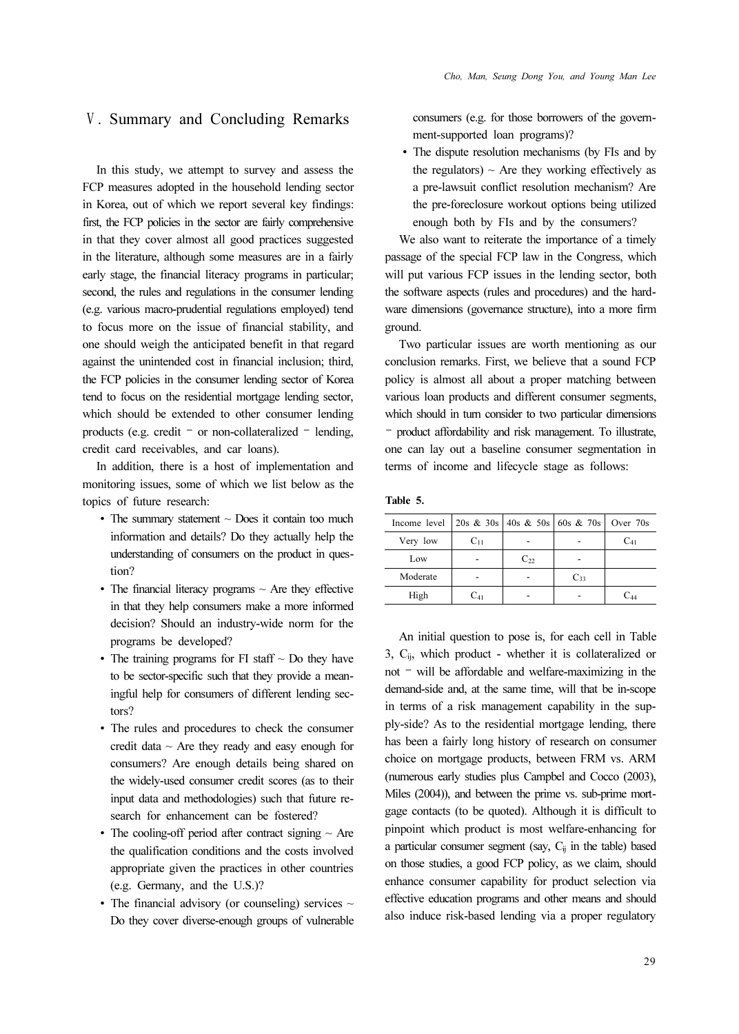## V. Summary and Concluding Remarks

In this study, we attempt to survey and assess the FCP measures adopted in the household lending sector in Korea, out of which we report several key findings: first, the FCP policies in the sector are fairly comprehensive in that they cover almost all good practices suggested in the literature, although some measures are in a fairly early stage, the financial literacy programs in particular; second, the rules and regulations in the consumer lending (e.g. various macro-prudential regulations employed) tend to focus more on the issue of financial stability, and one should weigh the anticipated benefit in that regard against the unintended cost in financial inclusion; third, the FCP policies in the consumer lending sector of Korea tend to focus on the residential mortgage lending sector, which should be extended to other consumer lending products (e.g. credit – or non-collateralized – lending, credit card receivables, and car loans).

In addition, there is a host of implementation and monitoring issues, some of which we list below as the topics of future research:

- The summary statement ~ Does it contain too much information and details? Do they actually help the understanding of consumers on the product in question?
- The financial literacy programs ~ Are they effective in that they help consumers make a more informed decision? Should an industry-wide norm for the programs be developed?
- The training programs for FI staff ~ Do they have to be sector-specific such that they provide a meaningful help for consumers of different lending sectors?
- The rules and procedures to check the consumer credit data ~ Are they ready and easy enough for consumers? Are enough details being shared on the widely-used consumer credit scores (as to their input data and methodologies) such that future research for enhancement can be fostered?
- The cooling-off period after contract signing ~ Are the qualification conditions and the costs involved appropriate given the practices in other countries (e.g. Germany, and the U.S.)?
- The financial advisory (or counseling) services ~ Do they cover diverse-enough groups of vulnerable consumers (e.g. for those borrowers of the government-supported loan programs)?
- The dispute resolution mechanisms (by FIs and by the regulators) ~ Are they working effectively as a pre-lawsuit conflict resolution mechanism? Are the pre-foreclosure workout options being utilized enough both by FIs and by the consumers?

We also want to reiterate the importance of a timely passage of the special FCP law in the Congress, which will put various FCP issues in the lending sector, both the software aspects (rules and procedures) and the hardware dimensions (governance structure), into a more firm ground.

Two particular issues are worth mentioning as our conclusion remarks. First, we believe that a sound FCP policy is almost all about a proper matching between various loan products and different consumer segments, which should in turn consider to two particular dimensions – product affordability and risk management. To illustrate, one can lay out a baseline consumer segmentation in terms of income and lifecycle stage as follows:

**Table 5.**

| Income level | 20s & 30s | 40s & 50s | 60s & 70s | Over 70s |
|---|---|---|---|---|
| Very low | $C_{11}$ | - | - | $C_{41}$ |
| Low | - | $C_{22}$ | - | |
| Moderate | - | - | $C_{33}$ | |
| High | $C_{41}$ | - | - | $C_{44}$ |

An initial question to pose is, for each cell in Table 3, $C_{ij}$, which product - whether it is collateralized or not – will be affordable and welfare-maximizing in the demand-side and, at the same time, will that be in-scope in terms of a risk management capability in the supply-side? As to the residential mortgage lending, there has been a fairly long history of research on consumer choice on mortgage products, between FRM vs. ARM (numerous early studies plus Campbel and Cocco (2003), Miles (2004)), and between the prime vs. sub-prime mortgage contacts (to be quoted). Although it is difficult to pinpoint which product is most welfare-enhancing for a particular consumer segment (say, $C_{ij}$ in the table) based on those studies, a good FCP policy, as we claim, should enhance consumer capability for product selection via effective education programs and other means and should also induce risk-based lending via a proper regulatory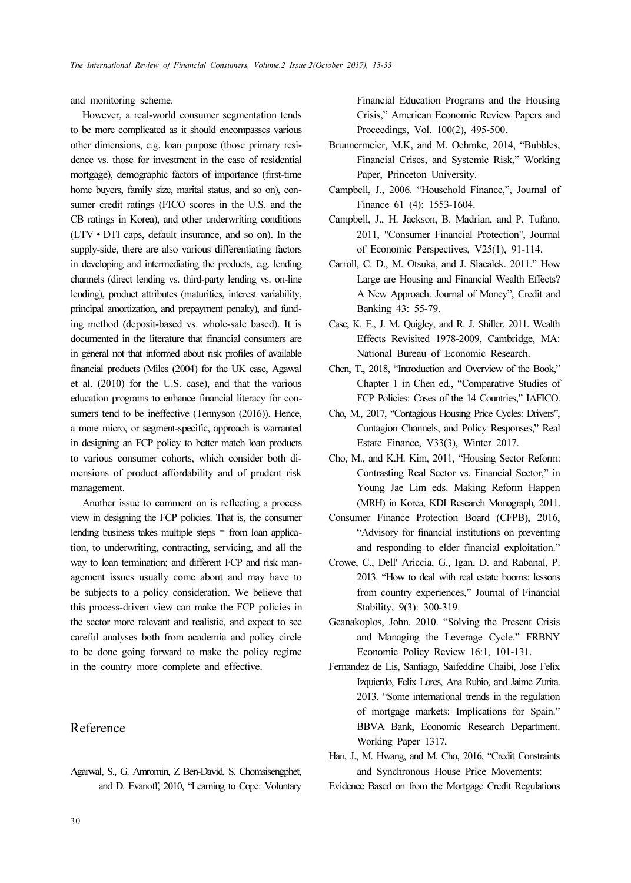and monitoring scheme.

However, a real-world consumer segmentation tends to be more complicated as it should encompasses various other dimensions, e.g. loan purpose (those primary residence vs. those for investment in the case of residential mortgage), demographic factors of importance (first-time home buyers, family size, marital status, and so on), consumer credit ratings (FICO scores in the U.S. and the CB ratings in Korea), and other underwriting conditions (LTV • DTI caps, default insurance, and so on). In the supply-side, there are also various differentiating factors in developing and intermediating the products, e.g. lending channels (direct lending vs. third-party lending vs. on-line lending), product attributes (maturities, interest variability, principal amortization, and prepayment penalty), and funding method (deposit-based vs. whole-sale based). It is documented in the literature that financial consumers are in general not that informed about risk profiles of available financial products (Miles (2004) for the UK case, Agawal et al. (2010) for the U.S. case), and that the various education programs to enhance financial literacy for consumers tend to be ineffective (Tennyson (2016)). Hence, a more micro, or segment-specific, approach is warranted in designing an FCP policy to better match loan products to various consumer cohorts, which consider both dimensions of product affordability and of prudent risk management.

Another issue to comment on is reflecting a process view in designing the FCP policies. That is, the consumer lending business takes multiple steps – from loan application, to underwriting, contracting, servicing, and all the way to loan termination; and different FCP and risk management issues usually come about and may have to be subjects to a policy consideration. We believe that this process-driven view can make the FCP policies in the sector more relevant and realistic, and expect to see careful analyses both from academia and policy circle to be done going forward to make the policy regime in the country more complete and effective.

## Reference

Agarwal, S., G. Amromin, Z Ben-David, S. Chomsisengphet, and D. Evanoff, 2010, "Learning to Cope: Voluntary Financial Education Programs and the Housing Crisis," American Economic Review Papers and Proceedings, Vol. 100(2), 495-500.

Brunnermeier, M.K, and M. Oehmke, 2014, "Bubbles, Financial Crises, and Systemic Risk," Working Paper, Princeton University.

Campbell, J., 2006. "Household Finance,", Journal of Finance 61 (4): 1553-1604.

Campbell, J., H. Jackson, B. Madrian, and P. Tufano, 2011, "Consumer Financial Protection", Journal of Economic Perspectives, V25(1), 91-114.

Carroll, C. D., M. Otsuka, and J. Slacalek. 2011." How Large are Housing and Financial Wealth Effects? A New Approach. Journal of Money", Credit and Banking 43: 55-79.

Case, K. E., J. M. Quigley, and R. J. Shiller. 2011. Wealth Effects Revisited 1978-2009, Cambridge, MA: National Bureau of Economic Research.

Chen, T., 2018, "Introduction and Overview of the Book," Chapter 1 in Chen ed., "Comparative Studies of FCP Policies: Cases of the 14 Countries," IAFICO.

Cho, M., 2017, "Contagious Housing Price Cycles: Drivers", Contagion Channels, and Policy Responses," Real Estate Finance, V33(3), Winter 2017.

Cho, M., and K.H. Kim, 2011, "Housing Sector Reform: Contrasting Real Sector vs. Financial Sector," in Young Jae Lim eds. Making Reform Happen (MRH) in Korea, KDI Research Monograph, 2011.

Consumer Finance Protection Board (CFPB), 2016, "Advisory for financial institutions on preventing and responding to elder financial exploitation."

Crowe, C., Dell' Ariccia, G., Igan, D. and Rabanal, P. 2013. "How to deal with real estate booms: lessons from country experiences," Journal of Financial Stability, 9(3): 300-319.

Geanakoplos, John. 2010. "Solving the Present Crisis and Managing the Leverage Cycle." FRBNY Economic Policy Review 16:1, 101-131.

Fernandez de Lis, Santiago, Saifeddine Chaibi, Jose Felix Izquierdo, Felix Lores, Ana Rubio, and Jaime Zurita. 2013. "Some international trends in the regulation of mortgage markets: Implications for Spain." BBVA Bank, Economic Research Department. Working Paper 1317,

Han, J., M. Hwang, and M. Cho, 2016, "Credit Constraints and Synchronous House Price Movements: Evidence Based on from the Mortgage Credit Regulations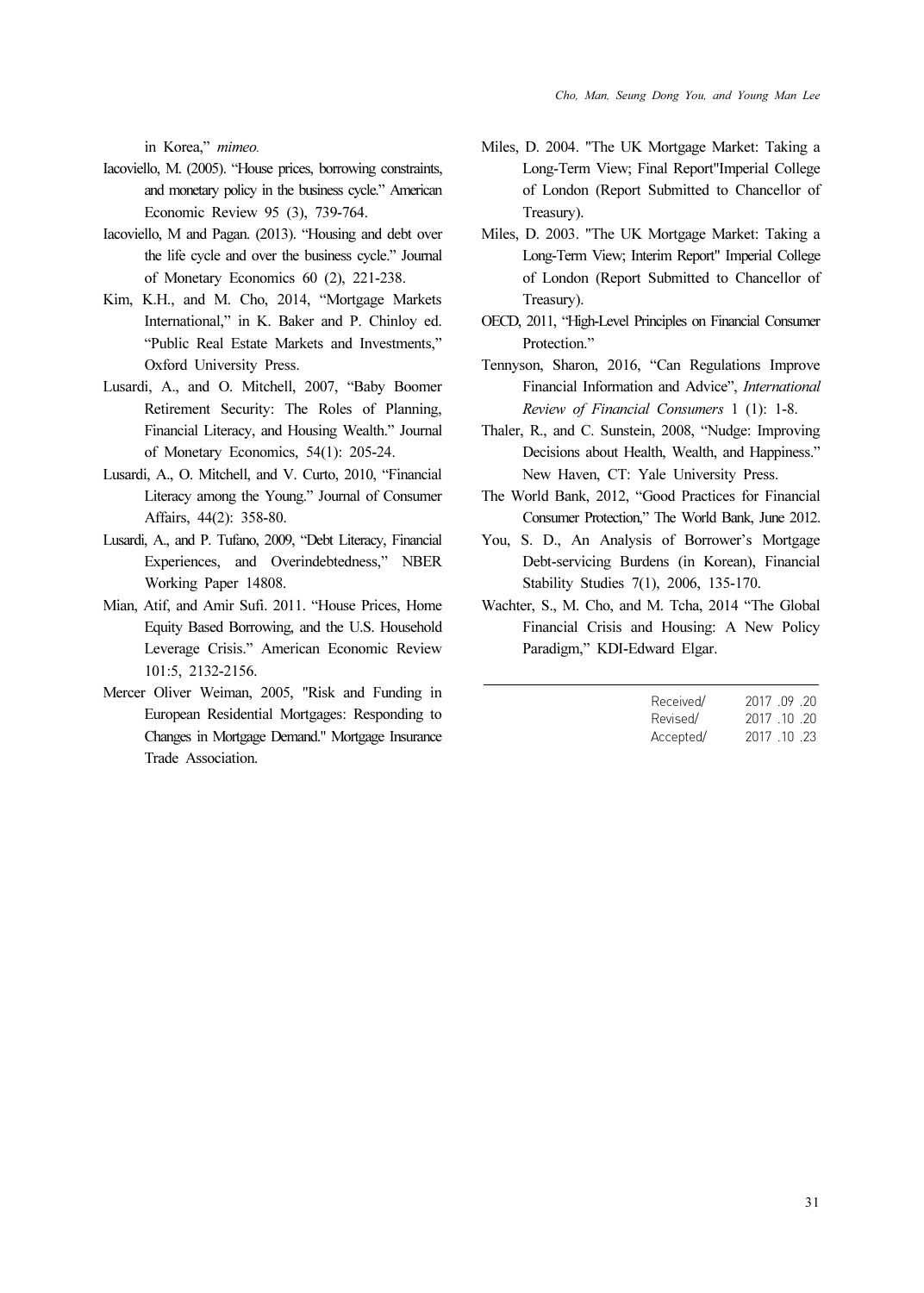in Korea," *mimeo.*

Iacoviello, M. (2005). "House prices, borrowing constraints, and monetary policy in the business cycle." American Economic Review 95 (3), 739-764.

Iacoviello, M and Pagan. (2013). "Housing and debt over the life cycle and over the business cycle." Journal of Monetary Economics 60 (2), 221-238.

Kim, K.H., and M. Cho, 2014, "Mortgage Markets International," in K. Baker and P. Chinloy ed. "Public Real Estate Markets and Investments," Oxford University Press.

Lusardi, A., and O. Mitchell, 2007, "Baby Boomer Retirement Security: The Roles of Planning, Financial Literacy, and Housing Wealth." Journal of Monetary Economics, 54(1): 205-24.

Lusardi, A., O. Mitchell, and V. Curto, 2010, "Financial Literacy among the Young." Journal of Consumer Affairs, 44(2): 358-80.

Lusardi, A., and P. Tufano, 2009, "Debt Literacy, Financial Experiences, and Overindebtedness," NBER Working Paper 14808.

Mian, Atif, and Amir Sufi. 2011. "House Prices, Home Equity Based Borrowing, and the U.S. Household Leverage Crisis." American Economic Review 101:5, 2132-2156.

Mercer Oliver Weiman, 2005, "Risk and Funding in European Residential Mortgages: Responding to Changes in Mortgage Demand." Mortgage Insurance Trade Association.

Miles, D. 2004. "The UK Mortgage Market: Taking a Long-Term View; Final Report"Imperial College of London (Report Submitted to Chancellor of Treasury).

Miles, D. 2003. "The UK Mortgage Market: Taking a Long-Term View; Interim Report" Imperial College of London (Report Submitted to Chancellor of Treasury).

OECD, 2011, "High-Level Principles on Financial Consumer Protection."

Tennyson, Sharon, 2016, "Can Regulations Improve Financial Information and Advice", *International Review of Financial Consumers* 1 (1): 1-8.

Thaler, R., and C. Sunstein, 2008, "Nudge: Improving Decisions about Health, Wealth, and Happiness." New Haven, CT: Yale University Press.

The World Bank, 2012, "Good Practices for Financial Consumer Protection," The World Bank, June 2012.

You, S. D., An Analysis of Borrower's Mortgage Debt-servicing Burdens (in Korean), Financial Stability Studies 7(1), 2006, 135-170.

Wachter, S., M. Cho, and M. Tcha, 2014 "The Global Financial Crisis and Housing: A New Policy Paradigm," KDI-Edward Elgar.

---

Received/ 2017 .09 .20
Revised/ 2017 .10 .20
Accepted/ 2017 .10 .23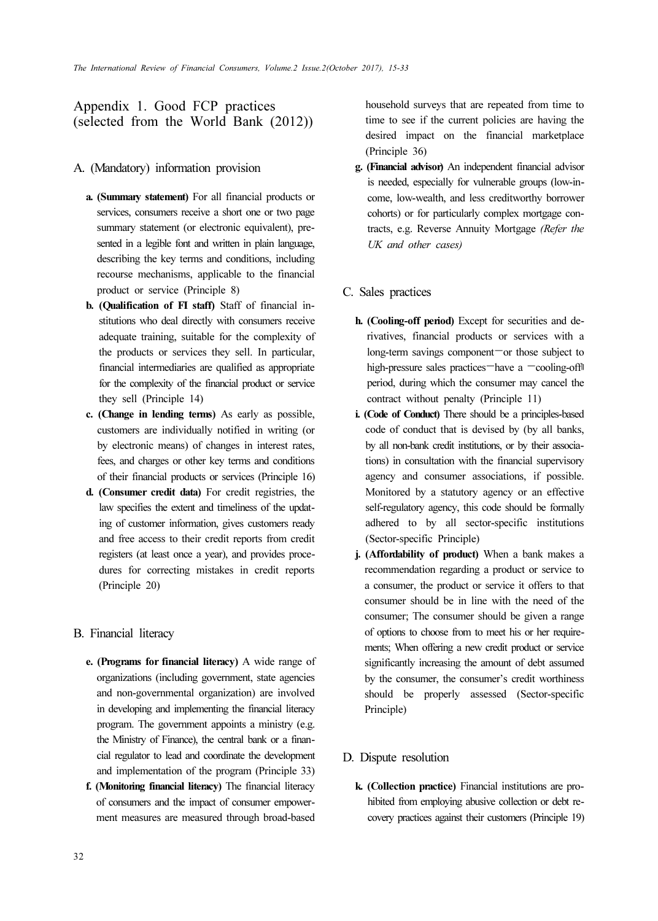## Appendix 1. Good FCP practices (selected from the World Bank (2012))

### A. (Mandatory) information provision

- **a. (Summary statement)** For all financial products or services, consumers receive a short one or two page summary statement (or electronic equivalent), presented in a legible font and written in plain language, describing the key terms and conditions, including recourse mechanisms, applicable to the financial product or service (Principle 8)
- **b. (Qualification of FI staff)** Staff of financial institutions who deal directly with consumers receive adequate training, suitable for the complexity of the products or services they sell. In particular, financial intermediaries are qualified as appropriate for the complexity of the financial product or service they sell (Principle 14)
- **c. (Change in lending terms)** As early as possible, customers are individually notified in writing (or by electronic means) of changes in interest rates, fees, and charges or other key terms and conditions of their financial products or services (Principle 16)
- **d. (Consumer credit data)** For credit registries, the law specifies the extent and timeliness of the updating of customer information, gives customers ready and free access to their credit reports from credit registers (at least once a year), and provides procedures for correcting mistakes in credit reports (Principle 20)

### B. Financial literacy

- **e. (Programs for financial literacy)** A wide range of organizations (including government, state agencies and non-governmental organization) are involved in developing and implementing the financial literacy program. The government appoints a ministry (e.g. the Ministry of Finance), the central bank or a financial regulator to lead and coordinate the development and implementation of the program (Principle 33)
- **f. (Monitoring financial literacy)** The financial literacy of consumers and the impact of consumer empowerment measures are measured through broad-based household surveys that are repeated from time to time to see if the current policies are having the desired impact on the financial marketplace (Principle 36)
- **g. (Financial advisor)** An independent financial advisor is needed, especially for vulnerable groups (low-income, low-wealth, and less creditworthy borrower cohorts) or for particularly complex mortgage contracts, e.g. Reverse Annuity Mortgage *(Refer the UK and other cases)*

### C. Sales practices

- **h. (Cooling-off period)** Except for securities and derivatives, financial products or services with a long-term savings component—or those subject to high-pressure sales practices—have a —cooling-off‖ period, during which the consumer may cancel the contract without penalty (Principle 11)
- **i. (Code of Conduct)** There should be a principles-based code of conduct that is devised by (by all banks, by all non-bank credit institutions, or by their associations) in consultation with the financial supervisory agency and consumer associations, if possible. Monitored by a statutory agency or an effective self-regulatory agency, this code should be formally adhered to by all sector-specific institutions (Sector-specific Principle)
- **j. (Affordability of product)** When a bank makes a recommendation regarding a product or service to a consumer, the product or service it offers to that consumer should be in line with the need of the consumer; The consumer should be given a range of options to choose from to meet his or her requirements; When offering a new credit product or service significantly increasing the amount of debt assumed by the consumer, the consumer's credit worthiness should be properly assessed (Sector-specific Principle)

### D. Dispute resolution

- **k. (Collection practice)** Financial institutions are prohibited from employing abusive collection or debt recovery practices against their customers (Principle 19)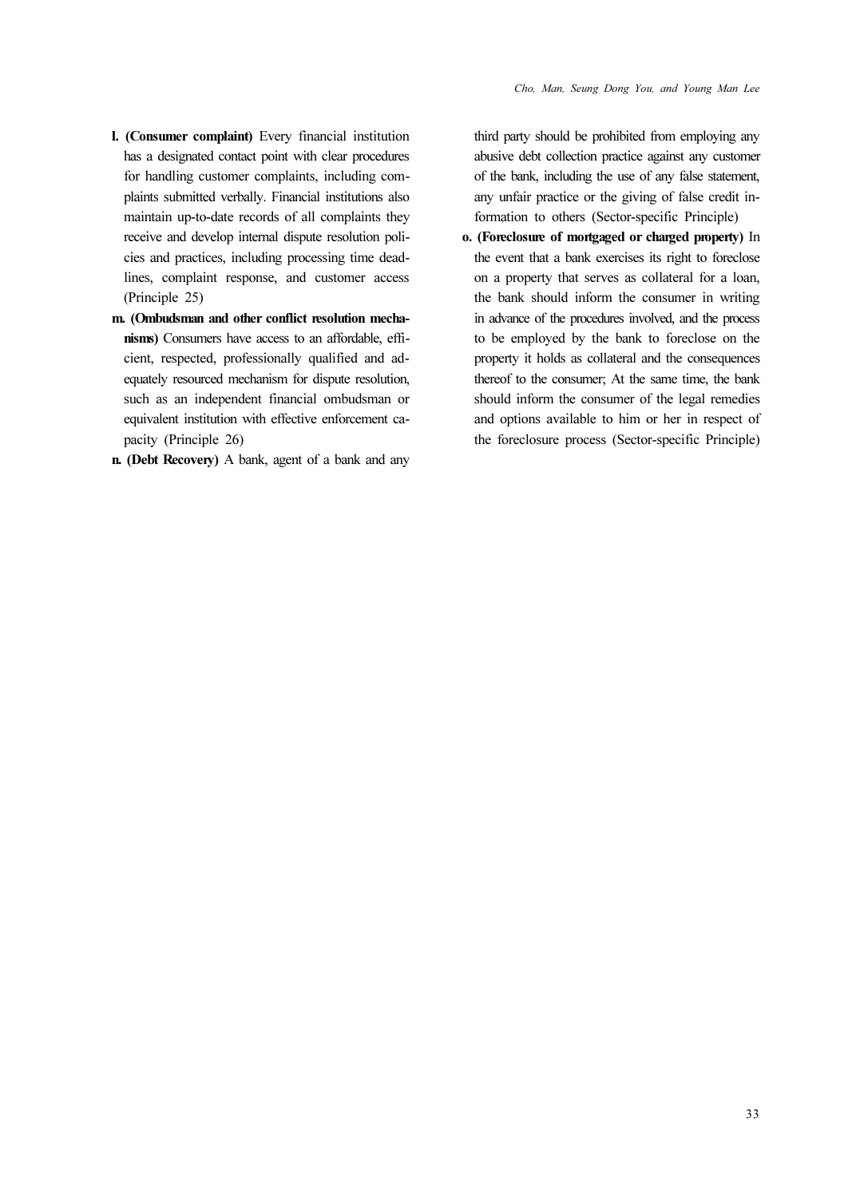- **l. (Consumer complaint)** Every financial institution has a designated contact point with clear procedures for handling customer complaints, including complaints submitted verbally. Financial institutions also maintain up-to-date records of all complaints they receive and develop internal dispute resolution policies and practices, including processing time deadlines, complaint response, and customer access (Principle 25)
- **m. (Ombudsman and other conflict resolution mechanisms)** Consumers have access to an affordable, efficient, respected, professionally qualified and adequately resourced mechanism for dispute resolution, such as an independent financial ombudsman or equivalent institution with effective enforcement capacity (Principle 26)
- **n. (Debt Recovery)** A bank, agent of a bank and any third party should be prohibited from employing any abusive debt collection practice against any customer of the bank, including the use of any false statement, any unfair practice or the giving of false credit information to others (Sector-specific Principle)
- **o. (Foreclosure of mortgaged or charged property)** In the event that a bank exercises its right to foreclose on a property that serves as collateral for a loan, the bank should inform the consumer in writing in advance of the procedures involved, and the process to be employed by the bank to foreclose on the property it holds as collateral and the consequences thereof to the consumer; At the same time, the bank should inform the consumer of the legal remedies and options available to him or her in respect of the foreclosure process (Sector-specific Principle)